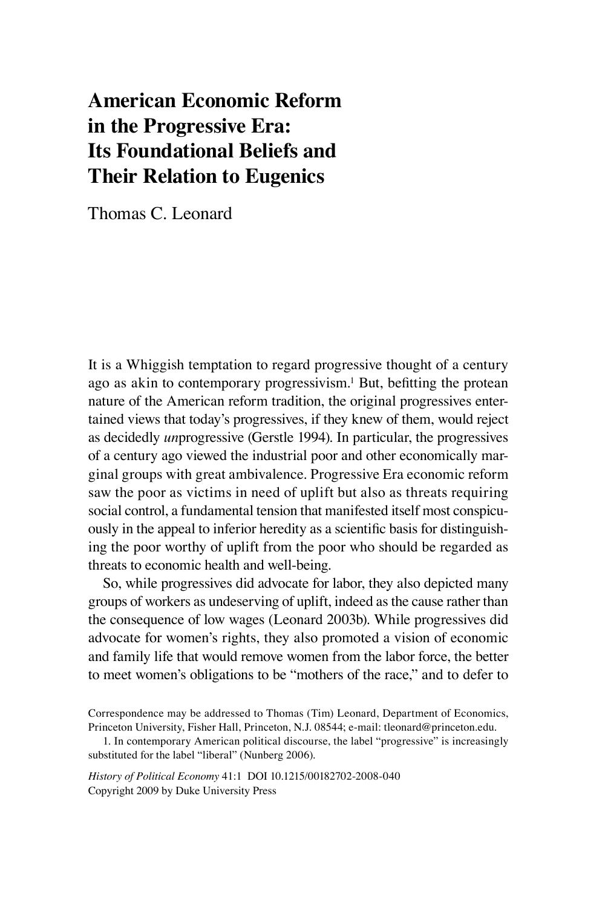# American Economic Reform in the Progressive Era: Its Foundational Beliefs and Their Relation to Eugenics

Thomas C. Leonard

It is a Whiggish temptation to regard progressive thought of a century ago as akin to contemporary progressivism.[1] But, befitting the protean nature of the American reform tradition, the original progressives entertained views that today's progressives, if they knew of them, would reject as decidedly *un*progressive (Gerstle 1994). In particular, the progressives of a century ago viewed the industrial poor and other economically marginal groups with great ambivalence. Progressive Era economic reform saw the poor as victims in need of uplift but also as threats requiring social control, a fundamental tension that manifested itself most conspicuously in the appeal to inferior heredity as a scientific basis for distinguishing the poor worthy of uplift from the poor who should be regarded as threats to economic health and well-being.

So, while progressives did advocate for labor, they also depicted many groups of workers as undeserving of uplift, indeed as the cause rather than the consequence of low wages (Leonard 2003b). While progressives did advocate for women's rights, they also promoted a vision of economic and family life that would remove women from the labor force, the better to meet women's obligations to be "mothers of the race," and to defer to

Correspondence may be addressed to Thomas (Tim) Leonard, Department of Economics, Princeton University, Fisher Hall, Princeton, N.J. 08544; e-mail: tleonard@princeton.edu.

1. In contemporary American political discourse, the label "progressive" is increasingly substituted for the label "liberal" (Nunberg 2006).

*History of Political Economy* 41:1 DOI 10.1215/00182702-2008-040
Copyright 2009 by Duke University Press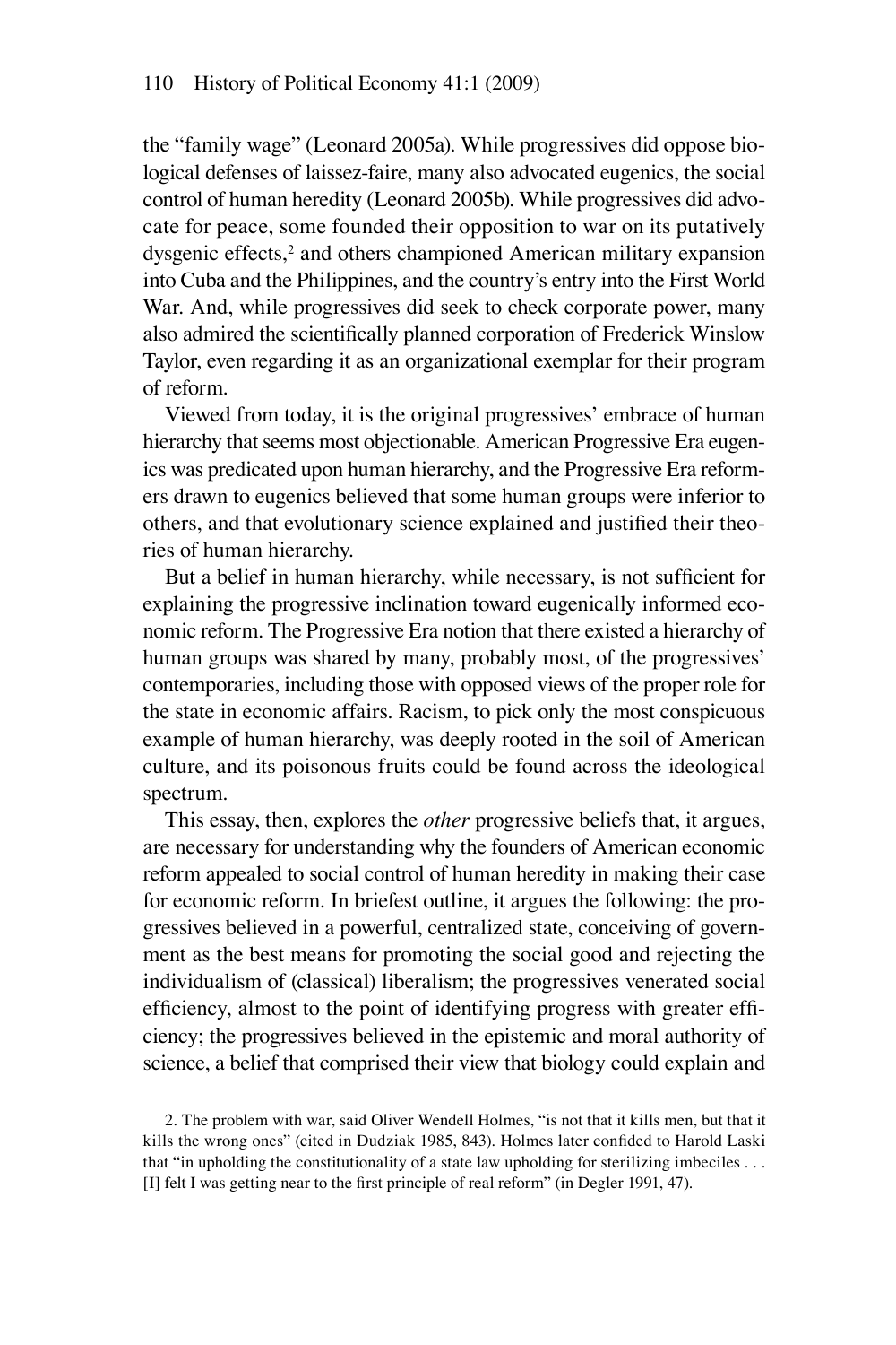the "family wage" (Leonard 2005a). While progressives did oppose biological defenses of laissez-faire, many also advocated eugenics, the social control of human heredity (Leonard 2005b). While progressives did advocate for peace, some founded their opposition to war on its putatively dysgenic effects,[2] and others championed American military expansion into Cuba and the Philippines, and the country's entry into the First World War. And, while progressives did seek to check corporate power, many also admired the scientifically planned corporation of Frederick Winslow Taylor, even regarding it as an organizational exemplar for their program of reform.

Viewed from today, it is the original progressives' embrace of human hierarchy that seems most objectionable. American Progressive Era eugenics was predicated upon human hierarchy, and the Progressive Era reformers drawn to eugenics believed that some human groups were inferior to others, and that evolutionary science explained and justified their theories of human hierarchy.

But a belief in human hierarchy, while necessary, is not sufficient for explaining the progressive inclination toward eugenically informed economic reform. The Progressive Era notion that there existed a hierarchy of human groups was shared by many, probably most, of the progressives' contemporaries, including those with opposed views of the proper role for the state in economic affairs. Racism, to pick only the most conspicuous example of human hierarchy, was deeply rooted in the soil of American culture, and its poisonous fruits could be found across the ideological spectrum.

This essay, then, explores the *other* progressive beliefs that, it argues, are necessary for understanding why the founders of American economic reform appealed to social control of human heredity in making their case for economic reform. In briefest outline, it argues the following: the progressives believed in a powerful, centralized state, conceiving of government as the best means for promoting the social good and rejecting the individualism of (classical) liberalism; the progressives venerated social efficiency, almost to the point of identifying progress with greater efficiency; the progressives believed in the epistemic and moral authority of science, a belief that comprised their view that biology could explain and

2. The problem with war, said Oliver Wendell Holmes, "is not that it kills men, but that it kills the wrong ones" (cited in Dudziak 1985, 843). Holmes later confided to Harold Laski that "in upholding the constitutionality of a state law upholding for sterilizing imbeciles . . . [I] felt I was getting near to the first principle of real reform" (in Degler 1991, 47).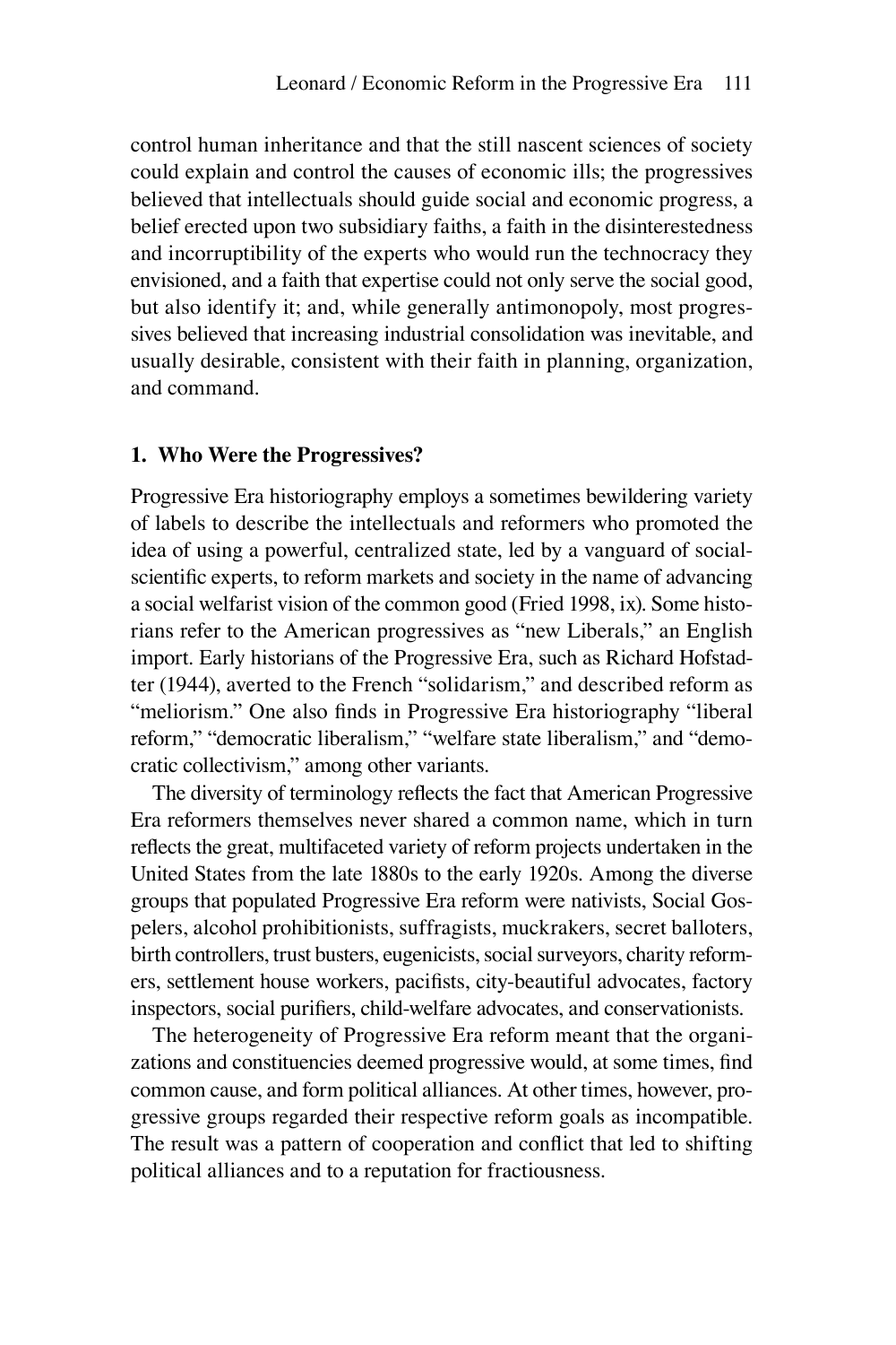control human inheritance and that the still nascent sciences of society could explain and control the causes of economic ills; the progressives believed that intellectuals should guide social and economic progress, a belief erected upon two subsidiary faiths, a faith in the disinterestedness and incorruptibility of the experts who would run the technocracy they envisioned, and a faith that expertise could not only serve the social good, but also identify it; and, while generally antimonopoly, most progressives believed that increasing industrial consolidation was inevitable, and usually desirable, consistent with their faith in planning, organization, and command.

## 1. Who Were the Progressives?

Progressive Era historiography employs a sometimes bewildering variety of labels to describe the intellectuals and reformers who promoted the idea of using a powerful, centralized state, led by a vanguard of social-scientific experts, to reform markets and society in the name of advancing a social welfarist vision of the common good (Fried 1998, ix). Some historians refer to the American progressives as "new Liberals," an English import. Early historians of the Progressive Era, such as Richard Hofstadter (1944), averted to the French "solidarism," and described reform as "meliorism." One also finds in Progressive Era historiography "liberal reform," "democratic liberalism," "welfare state liberalism," and "democratic collectivism," among other variants.

The diversity of terminology reflects the fact that American Progressive Era reformers themselves never shared a common name, which in turn reflects the great, multifaceted variety of reform projects undertaken in the United States from the late 1880s to the early 1920s. Among the diverse groups that populated Progressive Era reform were nativists, Social Gospelers, alcohol prohibitionists, suffragists, muckrakers, secret balloters, birth controllers, trust busters, eugenicists, social surveyors, charity reformers, settlement house workers, pacifists, city-beautiful advocates, factory inspectors, social purifiers, child-welfare advocates, and conservationists.

The heterogeneity of Progressive Era reform meant that the organizations and constituencies deemed progressive would, at some times, find common cause, and form political alliances. At other times, however, progressive groups regarded their respective reform goals as incompatible. The result was a pattern of cooperation and conflict that led to shifting political alliances and to a reputation for fractiousness.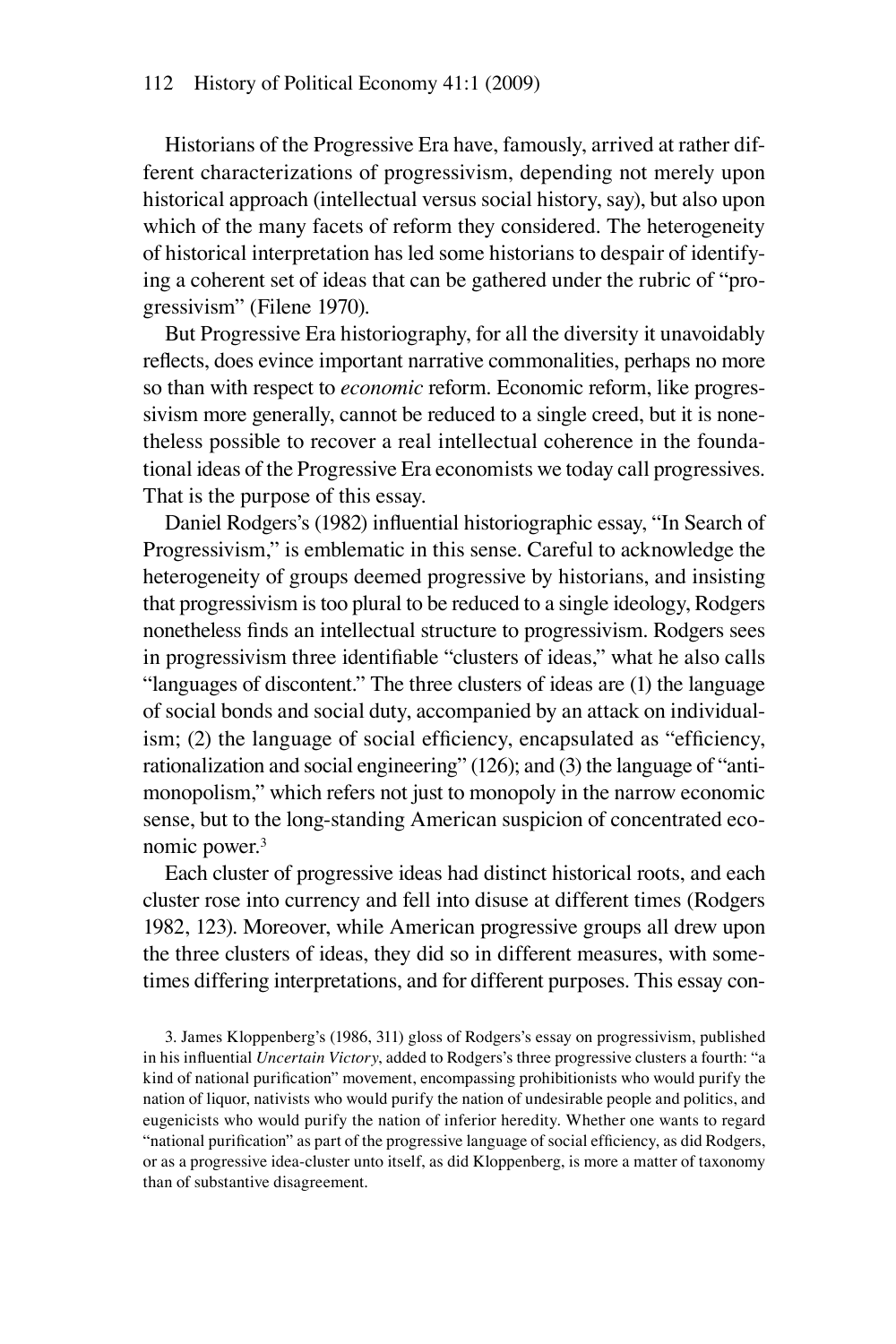Historians of the Progressive Era have, famously, arrived at rather different characterizations of progressivism, depending not merely upon historical approach (intellectual versus social history, say), but also upon which of the many facets of reform they considered. The heterogeneity of historical interpretation has led some historians to despair of identifying a coherent set of ideas that can be gathered under the rubric of "progressivism" (Filene 1970).

But Progressive Era historiography, for all the diversity it unavoidably reflects, does evince important narrative commonalities, perhaps no more so than with respect to *economic* reform. Economic reform, like progressivism more generally, cannot be reduced to a single creed, but it is nonetheless possible to recover a real intellectual coherence in the foundational ideas of the Progressive Era economists we today call progressives. That is the purpose of this essay.

Daniel Rodgers's (1982) influential historiographic essay, "In Search of Progressivism," is emblematic in this sense. Careful to acknowledge the heterogeneity of groups deemed progressive by historians, and insisting that progressivism is too plural to be reduced to a single ideology, Rodgers nonetheless finds an intellectual structure to progressivism. Rodgers sees in progressivism three identifiable "clusters of ideas," what he also calls "languages of discontent." The three clusters of ideas are (1) the language of social bonds and social duty, accompanied by an attack on individualism; (2) the language of social efficiency, encapsulated as "efficiency, rationalization and social engineering" (126); and (3) the language of "antimonopolism," which refers not just to monopoly in the narrow economic sense, but to the long-standing American suspicion of concentrated economic power.[3]

Each cluster of progressive ideas had distinct historical roots, and each cluster rose into currency and fell into disuse at different times (Rodgers 1982, 123). Moreover, while American progressive groups all drew upon the three clusters of ideas, they did so in different measures, with sometimes differing interpretations, and for different purposes. This essay con-

3. James Kloppenberg's (1986, 311) gloss of Rodgers's essay on progressivism, published in his influential *Uncertain Victory*, added to Rodgers's three progressive clusters a fourth: "a kind of national purification" movement, encompassing prohibitionists who would purify the nation of liquor, nativists who would purify the nation of undesirable people and politics, and eugenicists who would purify the nation of inferior heredity. Whether one wants to regard "national purification" as part of the progressive language of social efficiency, as did Rodgers, or as a progressive idea-cluster unto itself, as did Kloppenberg, is more a matter of taxonomy than of substantive disagreement.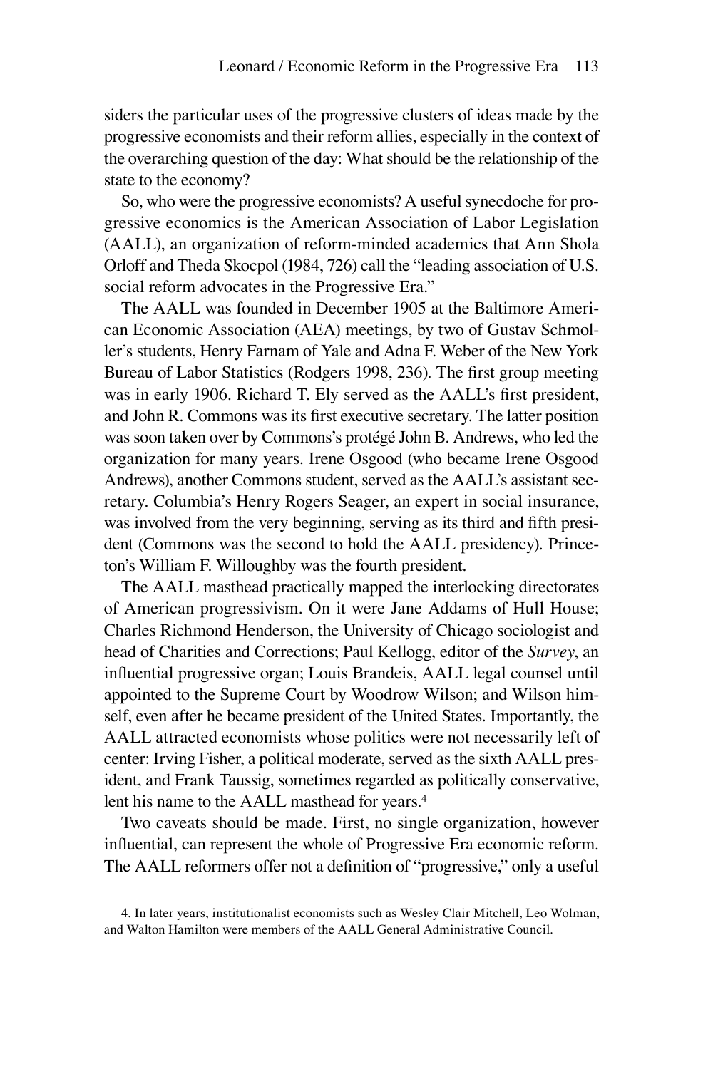siders the particular uses of the progressive clusters of ideas made by the progressive economists and their reform allies, especially in the context of the overarching question of the day: What should be the relationship of the state to the economy?

So, who were the progressive economists? A useful synecdoche for progressive economics is the American Association of Labor Legislation (AALL), an organization of reform-minded academics that Ann Shola Orloff and Theda Skocpol (1984, 726) call the "leading association of U.S. social reform advocates in the Progressive Era."

The AALL was founded in December 1905 at the Baltimore American Economic Association (AEA) meetings, by two of Gustav Schmoller's students, Henry Farnam of Yale and Adna F. Weber of the New York Bureau of Labor Statistics (Rodgers 1998, 236). The first group meeting was in early 1906. Richard T. Ely served as the AALL's first president, and John R. Commons was its first executive secretary. The latter position was soon taken over by Commons's protégé John B. Andrews, who led the organization for many years. Irene Osgood (who became Irene Osgood Andrews), another Commons student, served as the AALL's assistant secretary. Columbia's Henry Rogers Seager, an expert in social insurance, was involved from the very beginning, serving as its third and fifth president (Commons was the second to hold the AALL presidency). Princeton's William F. Willoughby was the fourth president.

The AALL masthead practically mapped the interlocking directorates of American progressivism. On it were Jane Addams of Hull House; Charles Richmond Henderson, the University of Chicago sociologist and head of Charities and Corrections; Paul Kellogg, editor of the *Survey*, an influential progressive organ; Louis Brandeis, AALL legal counsel until appointed to the Supreme Court by Woodrow Wilson; and Wilson himself, even after he became president of the United States. Importantly, the AALL attracted economists whose politics were not necessarily left of center: Irving Fisher, a political moderate, served as the sixth AALL president, and Frank Taussig, sometimes regarded as politically conservative, lent his name to the AALL masthead for years.[4]

Two caveats should be made. First, no single organization, however influential, can represent the whole of Progressive Era economic reform. The AALL reformers offer not a definition of "progressive," only a useful

4. In later years, institutionalist economists such as Wesley Clair Mitchell, Leo Wolman, and Walton Hamilton were members of the AALL General Administrative Council.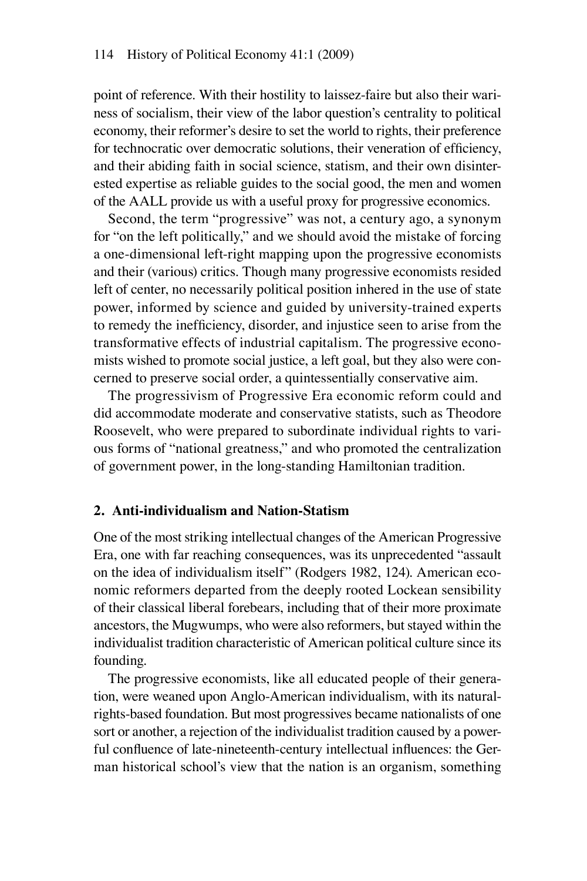point of reference. With their hostility to laissez-faire but also their wariness of socialism, their view of the labor question's centrality to political economy, their reformer's desire to set the world to rights, their preference for technocratic over democratic solutions, their veneration of efficiency, and their abiding faith in social science, statism, and their own disinterested expertise as reliable guides to the social good, the men and women of the AALL provide us with a useful proxy for progressive economics.

Second, the term "progressive" was not, a century ago, a synonym for "on the left politically," and we should avoid the mistake of forcing a one-dimensional left-right mapping upon the progressive economists and their (various) critics. Though many progressive economists resided left of center, no necessarily political position inhered in the use of state power, informed by science and guided by university-trained experts to remedy the inefficiency, disorder, and injustice seen to arise from the transformative effects of industrial capitalism. The progressive economists wished to promote social justice, a left goal, but they also were concerned to preserve social order, a quintessentially conservative aim.

The progressivism of Progressive Era economic reform could and did accommodate moderate and conservative statists, such as Theodore Roosevelt, who were prepared to subordinate individual rights to various forms of "national greatness," and who promoted the centralization of government power, in the long-standing Hamiltonian tradition.

## 2. Anti-individualism and Nation-Statism

One of the most striking intellectual changes of the American Progressive Era, one with far reaching consequences, was its unprecedented "assault on the idea of individualism itself" (Rodgers 1982, 124). American economic reformers departed from the deeply rooted Lockean sensibility of their classical liberal forebears, including that of their more proximate ancestors, the Mugwumps, who were also reformers, but stayed within the individualist tradition characteristic of American political culture since its founding.

The progressive economists, like all educated people of their generation, were weaned upon Anglo-American individualism, with its natural-rights-based foundation. But most progressives became nationalists of one sort or another, a rejection of the individualist tradition caused by a powerful confluence of late-nineteenth-century intellectual influences: the German historical school's view that the nation is an organism, something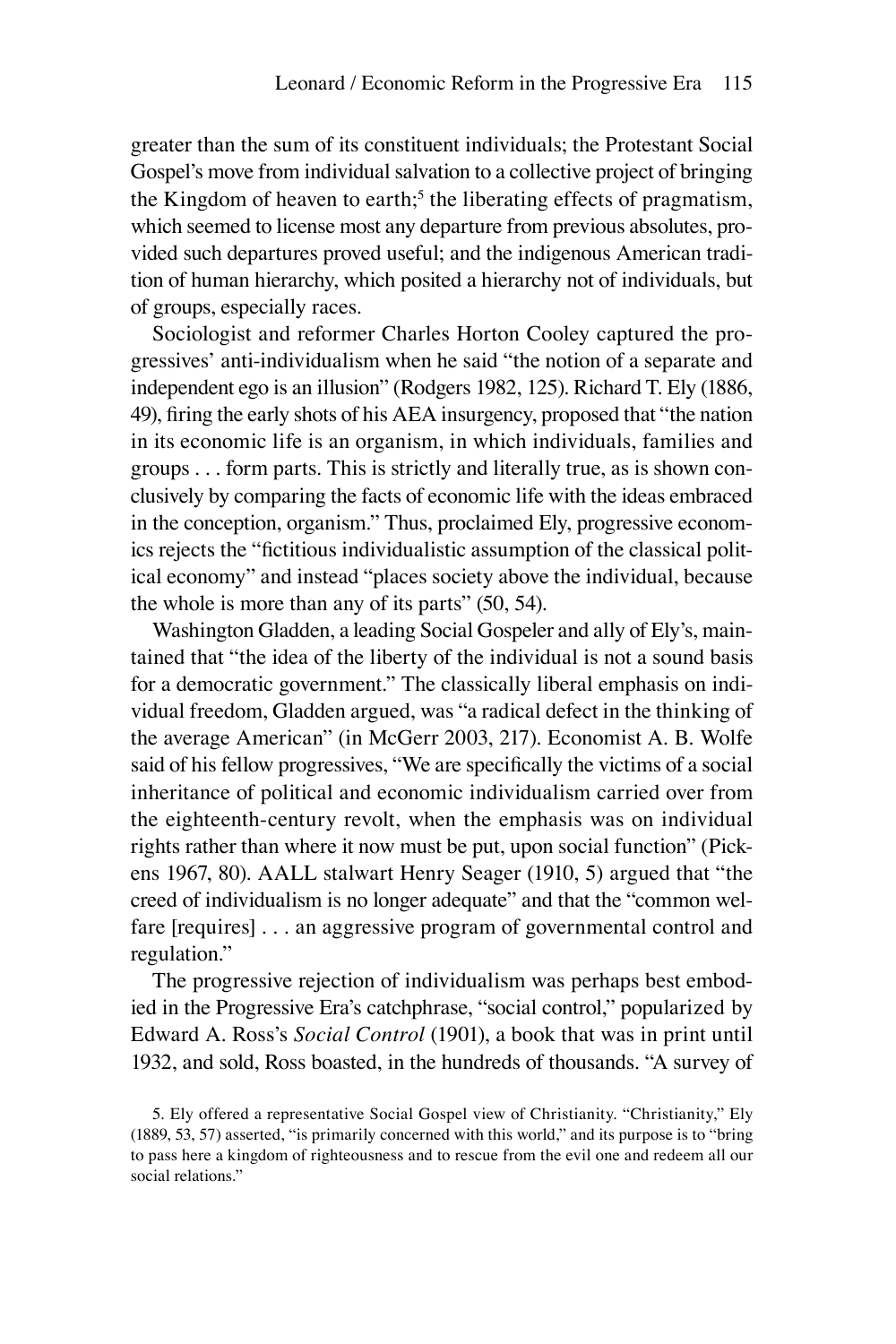greater than the sum of its constituent individuals; the Protestant Social Gospel's move from individual salvation to a collective project of bringing the Kingdom of heaven to earth;[5] the liberating effects of pragmatism, which seemed to license most any departure from previous absolutes, provided such departures proved useful; and the indigenous American tradition of human hierarchy, which posited a hierarchy not of individuals, but of groups, especially races.

Sociologist and reformer Charles Horton Cooley captured the progressives' anti-individualism when he said "the notion of a separate and independent ego is an illusion" (Rodgers 1982, 125). Richard T. Ely (1886, 49), firing the early shots of his AEA insurgency, proposed that "the nation in its economic life is an organism, in which individuals, families and groups . . . form parts. This is strictly and literally true, as is shown conclusively by comparing the facts of economic life with the ideas embraced in the conception, organism." Thus, proclaimed Ely, progressive economics rejects the "fictitious individualistic assumption of the classical political economy" and instead "places society above the individual, because the whole is more than any of its parts" (50, 54).

Washington Gladden, a leading Social Gospeler and ally of Ely's, maintained that "the idea of the liberty of the individual is not a sound basis for a democratic government." The classically liberal emphasis on individual freedom, Gladden argued, was "a radical defect in the thinking of the average American" (in McGerr 2003, 217). Economist A. B. Wolfe said of his fellow progressives, "We are specifically the victims of a social inheritance of political and economic individualism carried over from the eighteenth-century revolt, when the emphasis was on individual rights rather than where it now must be put, upon social function" (Pickens 1967, 80). AALL stalwart Henry Seager (1910, 5) argued that "the creed of individualism is no longer adequate" and that the "common welfare [requires] . . . an aggressive program of governmental control and regulation."

The progressive rejection of individualism was perhaps best embodied in the Progressive Era's catchphrase, "social control," popularized by Edward A. Ross's *Social Control* (1901), a book that was in print until 1932, and sold, Ross boasted, in the hundreds of thousands. "A survey of

5. Ely offered a representative Social Gospel view of Christianity. "Christianity," Ely (1889, 53, 57) asserted, "is primarily concerned with this world," and its purpose is to "bring to pass here a kingdom of righteousness and to rescue from the evil one and redeem all our social relations."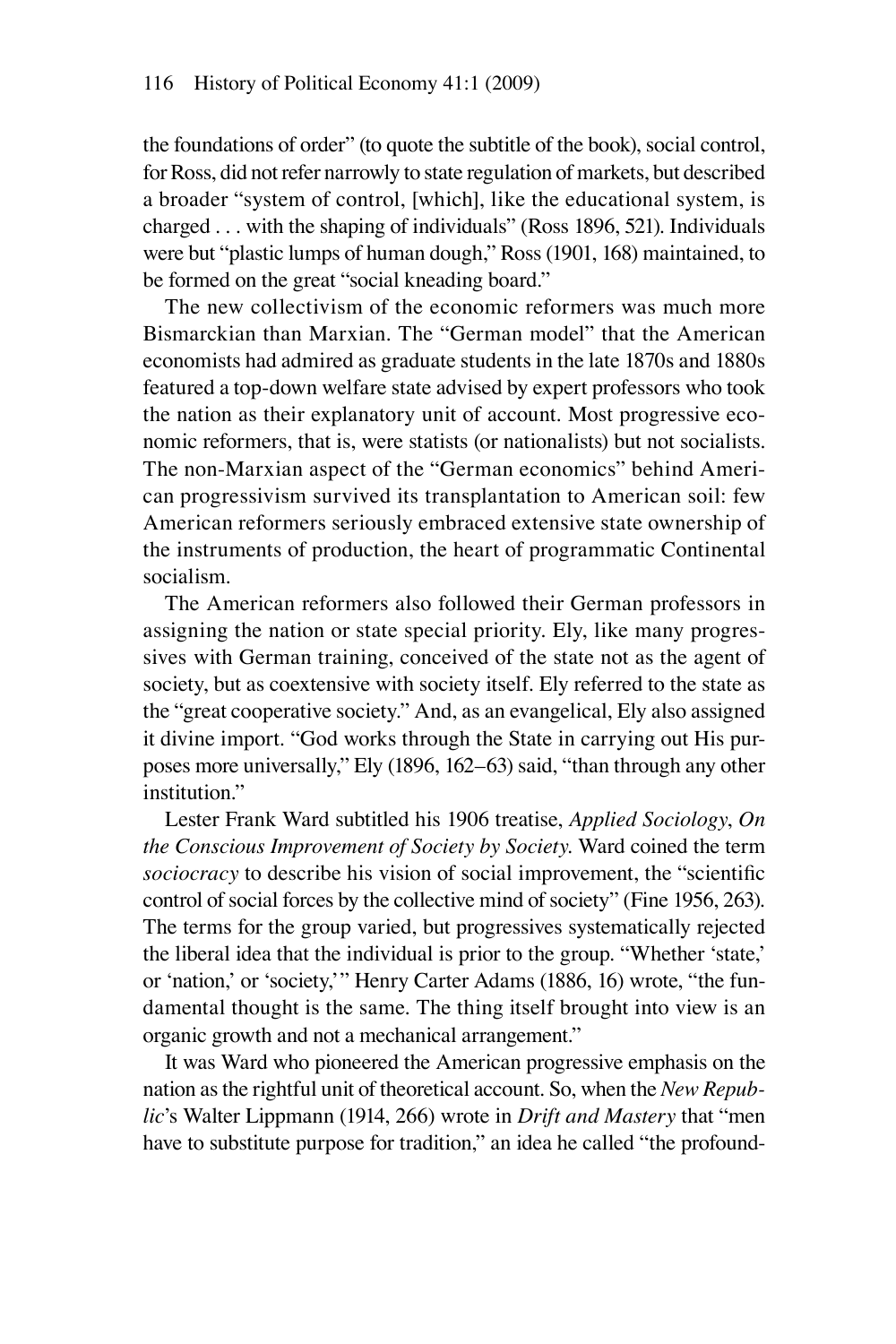the foundations of order" (to quote the subtitle of the book), social control, for Ross, did not refer narrowly to state regulation of markets, but described a broader "system of control, [which], like the educational system, is charged . . . with the shaping of individuals" (Ross 1896, 521). Individuals were but "plastic lumps of human dough," Ross (1901, 168) maintained, to be formed on the great "social kneading board."

The new collectivism of the economic reformers was much more Bismarckian than Marxian. The "German model" that the American economists had admired as graduate students in the late 1870s and 1880s featured a top-down welfare state advised by expert professors who took the nation as their explanatory unit of account. Most progressive economic reformers, that is, were statists (or nationalists) but not socialists. The non-Marxian aspect of the "German economics" behind American progressivism survived its transplantation to American soil: few American reformers seriously embraced extensive state ownership of the instruments of production, the heart of programmatic Continental socialism.

The American reformers also followed their German professors in assigning the nation or state special priority. Ely, like many progressives with German training, conceived of the state not as the agent of society, but as coextensive with society itself. Ely referred to the state as the "great cooperative society." And, as an evangelical, Ely also assigned it divine import. "God works through the State in carrying out His purposes more universally," Ely (1896, 162–63) said, "than through any other institution."

Lester Frank Ward subtitled his 1906 treatise, *Applied Sociology*, *On the Conscious Improvement of Society by Society*. Ward coined the term *sociocracy* to describe his vision of social improvement, the "scientific control of social forces by the collective mind of society" (Fine 1956, 263). The terms for the group varied, but progressives systematically rejected the liberal idea that the individual is prior to the group. "Whether 'state,' or 'nation,' or 'society,'" Henry Carter Adams (1886, 16) wrote, "the fundamental thought is the same. The thing itself brought into view is an organic growth and not a mechanical arrangement."

It was Ward who pioneered the American progressive emphasis on the nation as the rightful unit of theoretical account. So, when the *New Republic*'s Walter Lippmann (1914, 266) wrote in *Drift and Mastery* that "men have to substitute purpose for tradition," an idea he called "the profound-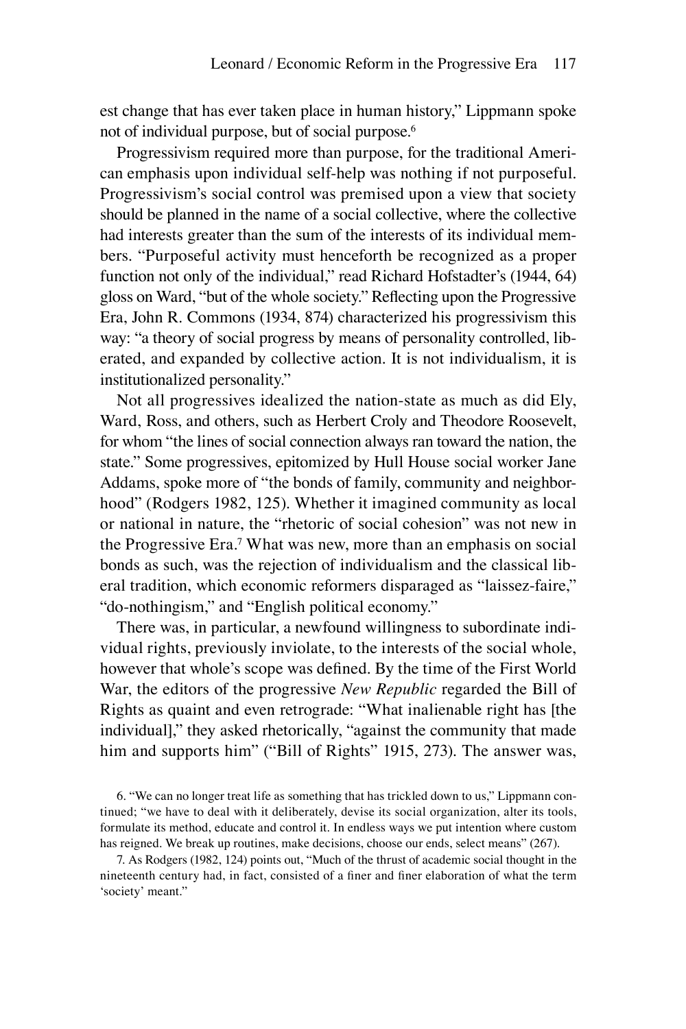est change that has ever taken place in human history," Lippmann spoke not of individual purpose, but of social purpose.[6]

Progressivism required more than purpose, for the traditional American emphasis upon individual self-help was nothing if not purposeful. Progressivism's social control was premised upon a view that society should be planned in the name of a social collective, where the collective had interests greater than the sum of the interests of its individual members. "Purposeful activity must henceforth be recognized as a proper function not only of the individual," read Richard Hofstadter's (1944, 64) gloss on Ward, "but of the whole society." Reflecting upon the Progressive Era, John R. Commons (1934, 874) characterized his progressivism this way: "a theory of social progress by means of personality controlled, liberated, and expanded by collective action. It is not individualism, it is institutionalized personality."

Not all progressives idealized the nation-state as much as did Ely, Ward, Ross, and others, such as Herbert Croly and Theodore Roosevelt, for whom "the lines of social connection always ran toward the nation, the state." Some progressives, epitomized by Hull House social worker Jane Addams, spoke more of "the bonds of family, community and neighborhood" (Rodgers 1982, 125). Whether it imagined community as local or national in nature, the "rhetoric of social cohesion" was not new in the Progressive Era.[7] What was new, more than an emphasis on social bonds as such, was the rejection of individualism and the classical liberal tradition, which economic reformers disparaged as "laissez-faire," "do-nothingism," and "English political economy."

There was, in particular, a newfound willingness to subordinate individual rights, previously inviolate, to the interests of the social whole, however that whole's scope was defined. By the time of the First World War, the editors of the progressive *New Republic* regarded the Bill of Rights as quaint and even retrograde: "What inalienable right has [the individual]," they asked rhetorically, "against the community that made him and supports him" ("Bill of Rights" 1915, 273). The answer was,

6. "We can no longer treat life as something that has trickled down to us," Lippmann continued; "we have to deal with it deliberately, devise its social organization, alter its tools, formulate its method, educate and control it. In endless ways we put intention where custom has reigned. We break up routines, make decisions, choose our ends, select means" (267).

7. As Rodgers (1982, 124) points out, "Much of the thrust of academic social thought in the nineteenth century had, in fact, consisted of a finer and finer elaboration of what the term 'society' meant."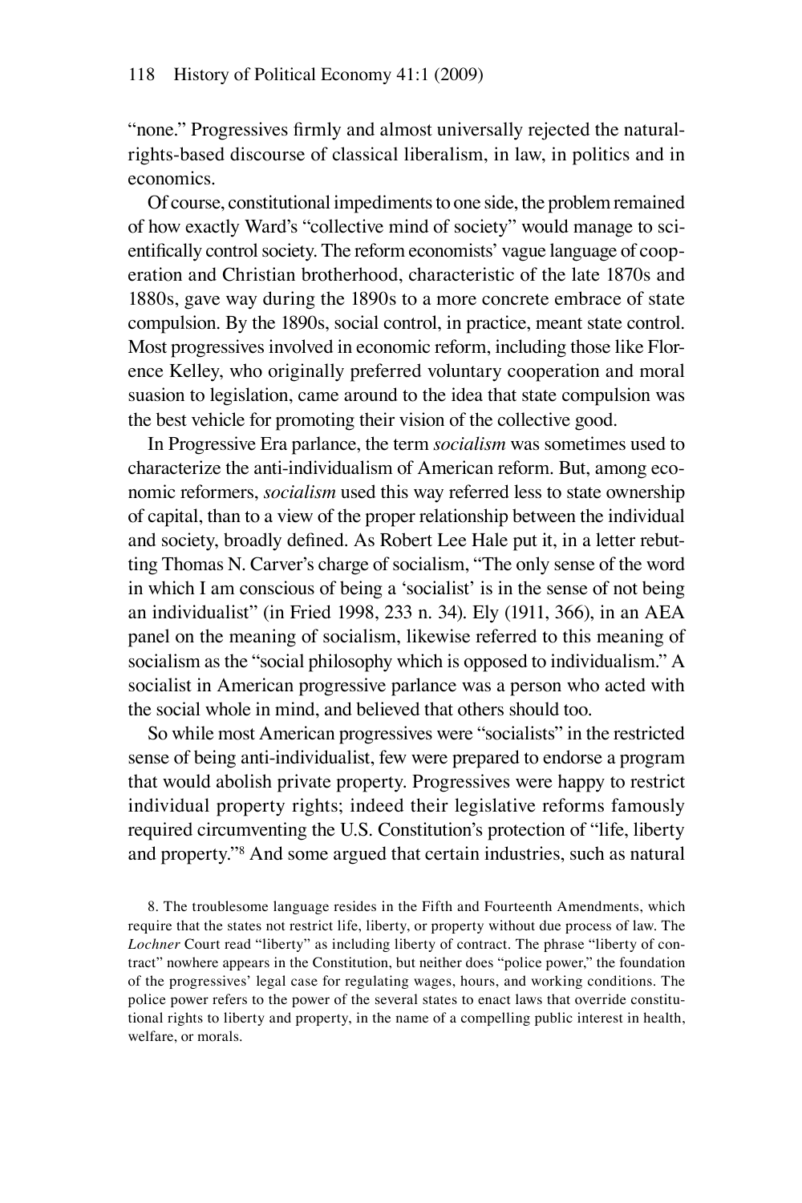"none." Progressives firmly and almost universally rejected the natural-rights-based discourse of classical liberalism, in law, in politics and in economics.

Of course, constitutional impediments to one side, the problem remained of how exactly Ward's "collective mind of society" would manage to scientifically control society. The reform economists' vague language of cooperation and Christian brotherhood, characteristic of the late 1870s and 1880s, gave way during the 1890s to a more concrete embrace of state compulsion. By the 1890s, social control, in practice, meant state control. Most progressives involved in economic reform, including those like Florence Kelley, who originally preferred voluntary cooperation and moral suasion to legislation, came around to the idea that state compulsion was the best vehicle for promoting their vision of the collective good.

In Progressive Era parlance, the term *socialism* was sometimes used to characterize the anti-individualism of American reform. But, among economic reformers, *socialism* used this way referred less to state ownership of capital, than to a view of the proper relationship between the individual and society, broadly defined. As Robert Lee Hale put it, in a letter rebutting Thomas N. Carver's charge of socialism, "The only sense of the word in which I am conscious of being a 'socialist' is in the sense of not being an individualist" (in Fried 1998, 233 n. 34). Ely (1911, 366), in an AEA panel on the meaning of socialism, likewise referred to this meaning of socialism as the "social philosophy which is opposed to individualism." A socialist in American progressive parlance was a person who acted with the social whole in mind, and believed that others should too.

So while most American progressives were "socialists" in the restricted sense of being anti-individualist, few were prepared to endorse a program that would abolish private property. Progressives were happy to restrict individual property rights; indeed their legislative reforms famously required circumventing the U.S. Constitution's protection of "life, liberty and property."[8] And some argued that certain industries, such as natural

8. The troublesome language resides in the Fifth and Fourteenth Amendments, which require that the states not restrict life, liberty, or property without due process of law. The *Lochner* Court read "liberty" as including liberty of contract. The phrase "liberty of contract" nowhere appears in the Constitution, but neither does "police power," the foundation of the progressives' legal case for regulating wages, hours, and working conditions. The police power refers to the power of the several states to enact laws that override constitutional rights to liberty and property, in the name of a compelling public interest in health, welfare, or morals.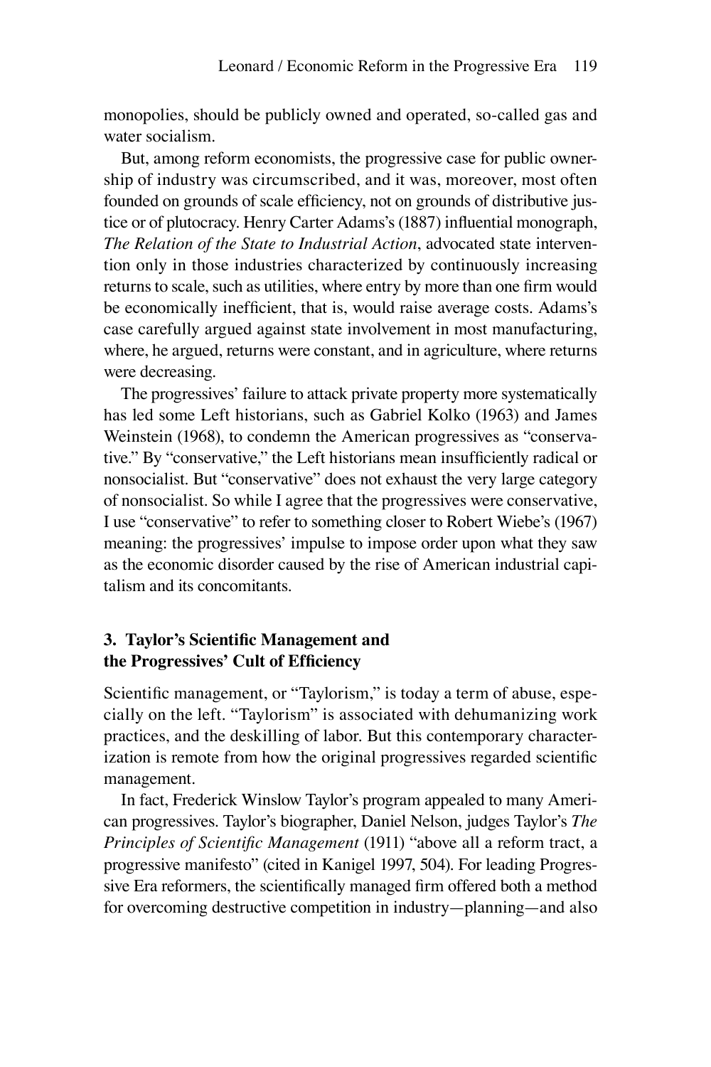monopolies, should be publicly owned and operated, so-called gas and water socialism.

But, among reform economists, the progressive case for public ownership of industry was circumscribed, and it was, moreover, most often founded on grounds of scale efficiency, not on grounds of distributive justice or of plutocracy. Henry Carter Adams's (1887) influential monograph, *The Relation of the State to Industrial Action*, advocated state intervention only in those industries characterized by continuously increasing returns to scale, such as utilities, where entry by more than one firm would be economically inefficient, that is, would raise average costs. Adams's case carefully argued against state involvement in most manufacturing, where, he argued, returns were constant, and in agriculture, where returns were decreasing.

The progressives' failure to attack private property more systematically has led some Left historians, such as Gabriel Kolko (1963) and James Weinstein (1968), to condemn the American progressives as "conservative." By "conservative," the Left historians mean insufficiently radical or nonsocialist. But "conservative" does not exhaust the very large category of nonsocialist. So while I agree that the progressives were conservative, I use "conservative" to refer to something closer to Robert Wiebe's (1967) meaning: the progressives' impulse to impose order upon what they saw as the economic disorder caused by the rise of American industrial capitalism and its concomitants.

## 3. Taylor's Scientific Management and the Progressives' Cult of Efficiency

Scientific management, or "Taylorism," is today a term of abuse, especially on the left. "Taylorism" is associated with dehumanizing work practices, and the deskilling of labor. But this contemporary characterization is remote from how the original progressives regarded scientific management.

In fact, Frederick Winslow Taylor's program appealed to many American progressives. Taylor's biographer, Daniel Nelson, judges Taylor's *The Principles of Scientific Management* (1911) "above all a reform tract, a progressive manifesto" (cited in Kanigel 1997, 504). For leading Progressive Era reformers, the scientifically managed firm offered both a method for overcoming destructive competition in industry—planning—and also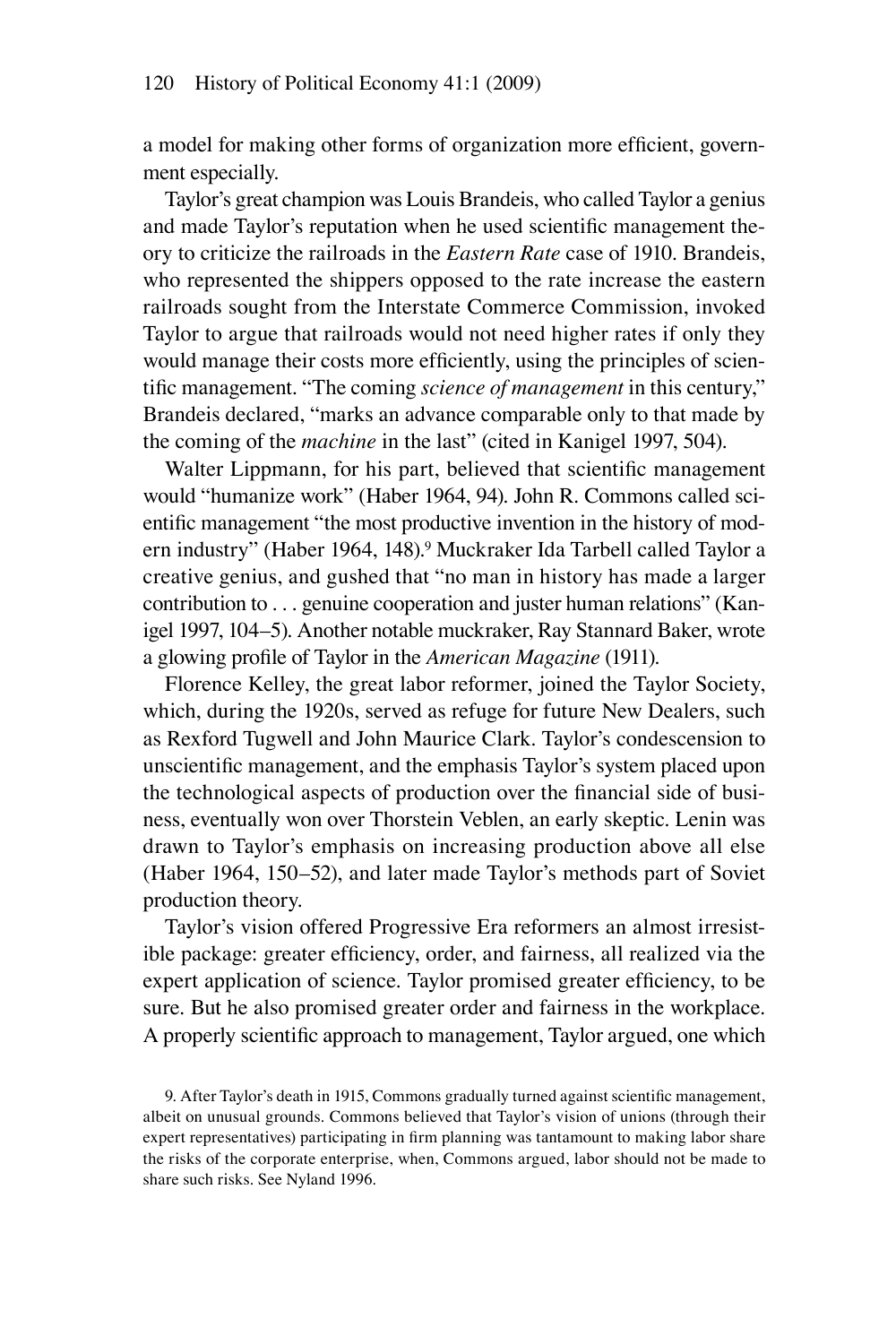a model for making other forms of organization more efficient, government especially.

Taylor's great champion was Louis Brandeis, who called Taylor a genius and made Taylor's reputation when he used scientific management theory to criticize the railroads in the *Eastern Rate* case of 1910. Brandeis, who represented the shippers opposed to the rate increase the eastern railroads sought from the Interstate Commerce Commission, invoked Taylor to argue that railroads would not need higher rates if only they would manage their costs more efficiently, using the principles of scientific management. "The coming *science of management* in this century," Brandeis declared, "marks an advance comparable only to that made by the coming of the *machine* in the last" (cited in Kanigel 1997, 504).

Walter Lippmann, for his part, believed that scientific management would "humanize work" (Haber 1964, 94). John R. Commons called scientific management "the most productive invention in the history of modern industry" (Haber 1964, 148).[9] Muckraker Ida Tarbell called Taylor a creative genius, and gushed that "no man in history has made a larger contribution to . . . genuine cooperation and juster human relations" (Kanigel 1997, 104–5). Another notable muckraker, Ray Stannard Baker, wrote a glowing profile of Taylor in the *American Magazine* (1911).

Florence Kelley, the great labor reformer, joined the Taylor Society, which, during the 1920s, served as refuge for future New Dealers, such as Rexford Tugwell and John Maurice Clark. Taylor's condescension to unscientific management, and the emphasis Taylor's system placed upon the technological aspects of production over the financial side of business, eventually won over Thorstein Veblen, an early skeptic. Lenin was drawn to Taylor's emphasis on increasing production above all else (Haber 1964, 150–52), and later made Taylor's methods part of Soviet production theory.

Taylor's vision offered Progressive Era reformers an almost irresistible package: greater efficiency, order, and fairness, all realized via the expert application of science. Taylor promised greater efficiency, to be sure. But he also promised greater order and fairness in the workplace. A properly scientific approach to management, Taylor argued, one which

9. After Taylor's death in 1915, Commons gradually turned against scientific management, albeit on unusual grounds. Commons believed that Taylor's vision of unions (through their expert representatives) participating in firm planning was tantamount to making labor share the risks of the corporate enterprise, when, Commons argued, labor should not be made to share such risks. See Nyland 1996.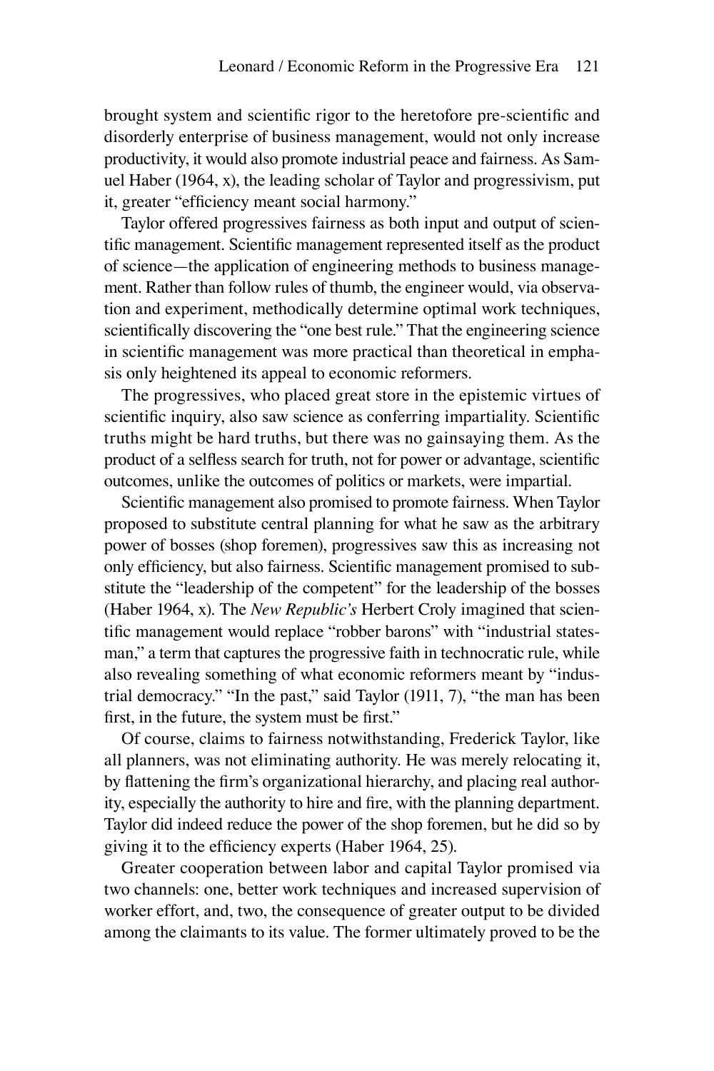brought system and scientific rigor to the heretofore pre-scientific and disorderly enterprise of business management, would not only increase productivity, it would also promote industrial peace and fairness. As Samuel Haber (1964, x), the leading scholar of Taylor and progressivism, put it, greater "efficiency meant social harmony."

Taylor offered progressives fairness as both input and output of scientific management. Scientific management represented itself as the product of science—the application of engineering methods to business management. Rather than follow rules of thumb, the engineer would, via observation and experiment, methodically determine optimal work techniques, scientifically discovering the "one best rule." That the engineering science in scientific management was more practical than theoretical in emphasis only heightened its appeal to economic reformers.

The progressives, who placed great store in the epistemic virtues of scientific inquiry, also saw science as conferring impartiality. Scientific truths might be hard truths, but there was no gainsaying them. As the product of a selfless search for truth, not for power or advantage, scientific outcomes, unlike the outcomes of politics or markets, were impartial.

Scientific management also promised to promote fairness. When Taylor proposed to substitute central planning for what he saw as the arbitrary power of bosses (shop foremen), progressives saw this as increasing not only efficiency, but also fairness. Scientific management promised to substitute the "leadership of the competent" for the leadership of the bosses (Haber 1964, x). The *New Republic's* Herbert Croly imagined that scientific management would replace "robber barons" with "industrial statesman," a term that captures the progressive faith in technocratic rule, while also revealing something of what economic reformers meant by "industrial democracy." "In the past," said Taylor (1911, 7), "the man has been first, in the future, the system must be first."

Of course, claims to fairness notwithstanding, Frederick Taylor, like all planners, was not eliminating authority. He was merely relocating it, by flattening the firm's organizational hierarchy, and placing real authority, especially the authority to hire and fire, with the planning department. Taylor did indeed reduce the power of the shop foremen, but he did so by giving it to the efficiency experts (Haber 1964, 25).

Greater cooperation between labor and capital Taylor promised via two channels: one, better work techniques and increased supervision of worker effort, and, two, the consequence of greater output to be divided among the claimants to its value. The former ultimately proved to be the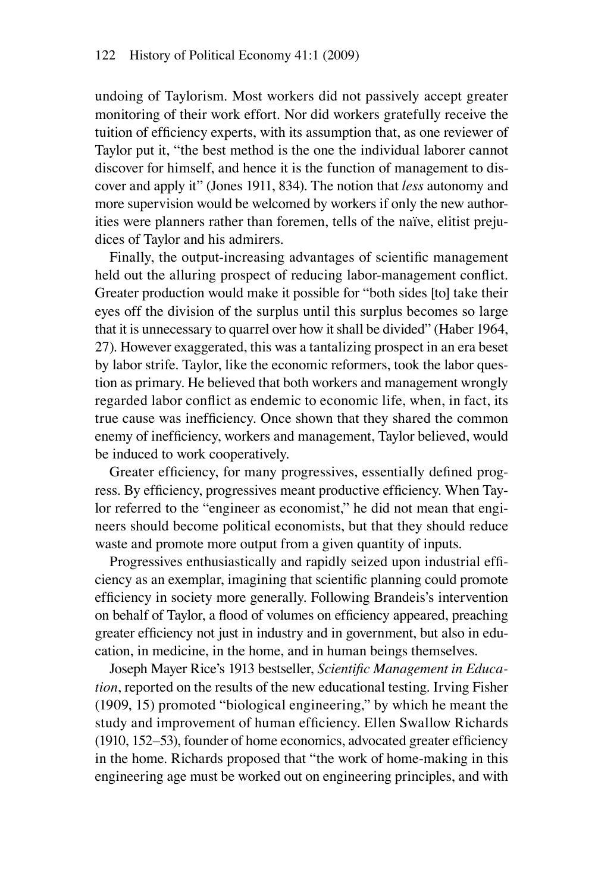undoing of Taylorism. Most workers did not passively accept greater monitoring of their work effort. Nor did workers gratefully receive the tuition of efficiency experts, with its assumption that, as one reviewer of Taylor put it, "the best method is the one the individual laborer cannot discover for himself, and hence it is the function of management to discover and apply it" (Jones 1911, 834). The notion that *less* autonomy and more supervision would be welcomed by workers if only the new authorities were planners rather than foremen, tells of the naïve, elitist prejudices of Taylor and his admirers.

Finally, the output-increasing advantages of scientific management held out the alluring prospect of reducing labor-management conflict. Greater production would make it possible for "both sides [to] take their eyes off the division of the surplus until this surplus becomes so large that it is unnecessary to quarrel over how it shall be divided" (Haber 1964, 27). However exaggerated, this was a tantalizing prospect in an era beset by labor strife. Taylor, like the economic reformers, took the labor question as primary. He believed that both workers and management wrongly regarded labor conflict as endemic to economic life, when, in fact, its true cause was inefficiency. Once shown that they shared the common enemy of inefficiency, workers and management, Taylor believed, would be induced to work cooperatively.

Greater efficiency, for many progressives, essentially defined progress. By efficiency, progressives meant productive efficiency. When Taylor referred to the "engineer as economist," he did not mean that engineers should become political economists, but that they should reduce waste and promote more output from a given quantity of inputs.

Progressives enthusiastically and rapidly seized upon industrial efficiency as an exemplar, imagining that scientific planning could promote efficiency in society more generally. Following Brandeis's intervention on behalf of Taylor, a flood of volumes on efficiency appeared, preaching greater efficiency not just in industry and in government, but also in education, in medicine, in the home, and in human beings themselves.

Joseph Mayer Rice's 1913 bestseller, *Scientific Management in Education*, reported on the results of the new educational testing. Irving Fisher (1909, 15) promoted "biological engineering," by which he meant the study and improvement of human efficiency. Ellen Swallow Richards (1910, 152–53), founder of home economics, advocated greater efficiency in the home. Richards proposed that "the work of home-making in this engineering age must be worked out on engineering principles, and with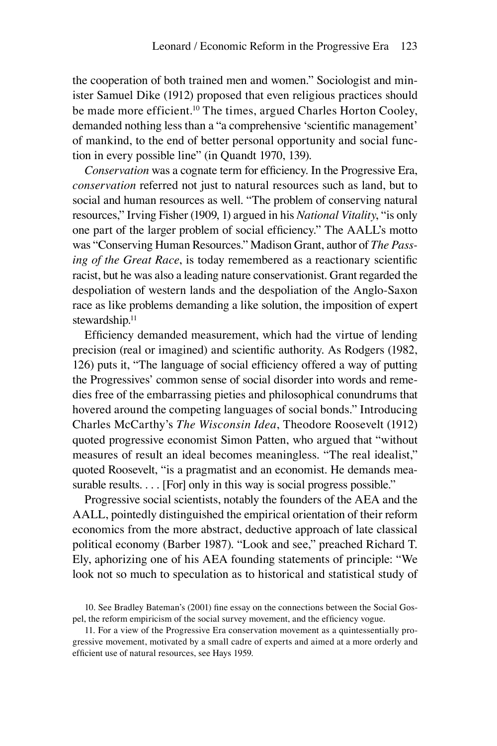the cooperation of both trained men and women." Sociologist and minister Samuel Dike (1912) proposed that even religious practices should be made more efficient.[10] The times, argued Charles Horton Cooley, demanded nothing less than a "a comprehensive 'scientific management' of mankind, to the end of better personal opportunity and social function in every possible line" (in Quandt 1970, 139).

*Conservation* was a cognate term for efficiency. In the Progressive Era, *conservation* referred not just to natural resources such as land, but to social and human resources as well. "The problem of conserving natural resources," Irving Fisher (1909, 1) argued in his *National Vitality*, "is only one part of the larger problem of social efficiency." The AALL's motto was "Conserving Human Resources." Madison Grant, author of *The Passing of the Great Race*, is today remembered as a reactionary scientific racist, but he was also a leading nature conservationist. Grant regarded the despoliation of western lands and the despoliation of the Anglo-Saxon race as like problems demanding a like solution, the imposition of expert stewardship.[11]

Efficiency demanded measurement, which had the virtue of lending precision (real or imagined) and scientific authority. As Rodgers (1982, 126) puts it, "The language of social efficiency offered a way of putting the Progressives' common sense of social disorder into words and remedies free of the embarrassing pieties and philosophical conundrums that hovered around the competing languages of social bonds." Introducing Charles McCarthy's *The Wisconsin Idea*, Theodore Roosevelt (1912) quoted progressive economist Simon Patten, who argued that "without measures of result an ideal becomes meaningless. "The real idealist," quoted Roosevelt, "is a pragmatist and an economist. He demands measurable results. . . . [For] only in this way is social progress possible."

Progressive social scientists, notably the founders of the AEA and the AALL, pointedly distinguished the empirical orientation of their reform economics from the more abstract, deductive approach of late classical political economy (Barber 1987). "Look and see," preached Richard T. Ely, aphorizing one of his AEA founding statements of principle: "We look not so much to speculation as to historical and statistical study of

10. See Bradley Bateman's (2001) fine essay on the connections between the Social Gospel, the reform empiricism of the social survey movement, and the efficiency vogue.

11. For a view of the Progressive Era conservation movement as a quintessentially progressive movement, motivated by a small cadre of experts and aimed at a more orderly and efficient use of natural resources, see Hays 1959.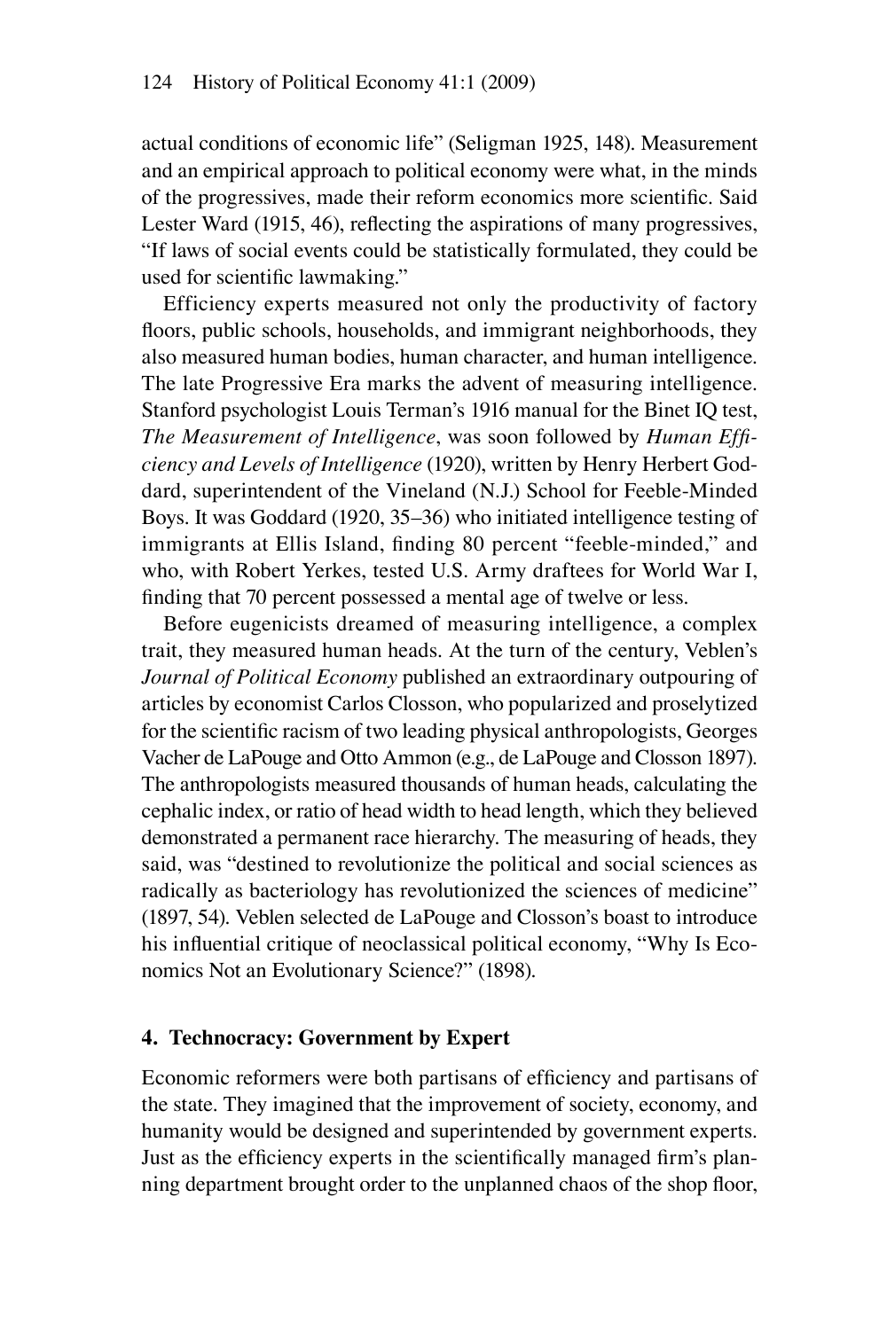actual conditions of economic life" (Seligman 1925, 148). Measurement and an empirical approach to political economy were what, in the minds of the progressives, made their reform economics more scientific. Said Lester Ward (1915, 46), reflecting the aspirations of many progressives, "If laws of social events could be statistically formulated, they could be used for scientific lawmaking."

Efficiency experts measured not only the productivity of factory floors, public schools, households, and immigrant neighborhoods, they also measured human bodies, human character, and human intelligence. The late Progressive Era marks the advent of measuring intelligence. Stanford psychologist Louis Terman's 1916 manual for the Binet IQ test, *The Measurement of Intelligence*, was soon followed by *Human Efficiency and Levels of Intelligence* (1920), written by Henry Herbert Goddard, superintendent of the Vineland (N.J.) School for Feeble-Minded Boys. It was Goddard (1920, 35–36) who initiated intelligence testing of immigrants at Ellis Island, finding 80 percent "feeble-minded," and who, with Robert Yerkes, tested U.S. Army draftees for World War I, finding that 70 percent possessed a mental age of twelve or less.

Before eugenicists dreamed of measuring intelligence, a complex trait, they measured human heads. At the turn of the century, Veblen's *Journal of Political Economy* published an extraordinary outpouring of articles by economist Carlos Closson, who popularized and proselytized for the scientific racism of two leading physical anthropologists, Georges Vacher de LaPouge and Otto Ammon (e.g., de LaPouge and Closson 1897). The anthropologists measured thousands of human heads, calculating the cephalic index, or ratio of head width to head length, which they believed demonstrated a permanent race hierarchy. The measuring of heads, they said, was "destined to revolutionize the political and social sciences as radically as bacteriology has revolutionized the sciences of medicine" (1897, 54). Veblen selected de LaPouge and Closson's boast to introduce his influential critique of neoclassical political economy, "Why Is Economics Not an Evolutionary Science?" (1898).

## 4. Technocracy: Government by Expert

Economic reformers were both partisans of efficiency and partisans of the state. They imagined that the improvement of society, economy, and humanity would be designed and superintended by government experts. Just as the efficiency experts in the scientifically managed firm's planning department brought order to the unplanned chaos of the shop floor,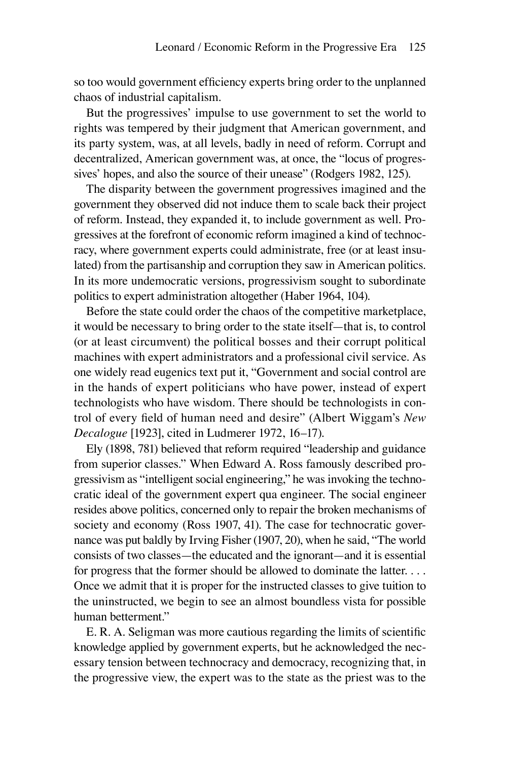so too would government efficiency experts bring order to the unplanned chaos of industrial capitalism.

But the progressives' impulse to use government to set the world to rights was tempered by their judgment that American government, and its party system, was, at all levels, badly in need of reform. Corrupt and decentralized, American government was, at once, the "locus of progressives' hopes, and also the source of their unease" (Rodgers 1982, 125).

The disparity between the government progressives imagined and the government they observed did not induce them to scale back their project of reform. Instead, they expanded it, to include government as well. Progressives at the forefront of economic reform imagined a kind of technocracy, where government experts could administrate, free (or at least insulated) from the partisanship and corruption they saw in American politics. In its more undemocratic versions, progressivism sought to subordinate politics to expert administration altogether (Haber 1964, 104).

Before the state could order the chaos of the competitive marketplace, it would be necessary to bring order to the state itself—that is, to control (or at least circumvent) the political bosses and their corrupt political machines with expert administrators and a professional civil service. As one widely read eugenics text put it, "Government and social control are in the hands of expert politicians who have power, instead of expert technologists who have wisdom. There should be technologists in control of every field of human need and desire" (Albert Wiggam's *New Decalogue* [1923], cited in Ludmerer 1972, 16–17).

Ely (1898, 781) believed that reform required "leadership and guidance from superior classes." When Edward A. Ross famously described progressivism as "intelligent social engineering," he was invoking the technocratic ideal of the government expert qua engineer. The social engineer resides above politics, concerned only to repair the broken mechanisms of society and economy (Ross 1907, 41). The case for technocratic governance was put baldly by Irving Fisher (1907, 20), when he said, "The world consists of two classes—the educated and the ignorant—and it is essential for progress that the former should be allowed to dominate the latter. . . . Once we admit that it is proper for the instructed classes to give tuition to the uninstructed, we begin to see an almost boundless vista for possible human betterment."

E. R. A. Seligman was more cautious regarding the limits of scientific knowledge applied by government experts, but he acknowledged the necessary tension between technocracy and democracy, recognizing that, in the progressive view, the expert was to the state as the priest was to the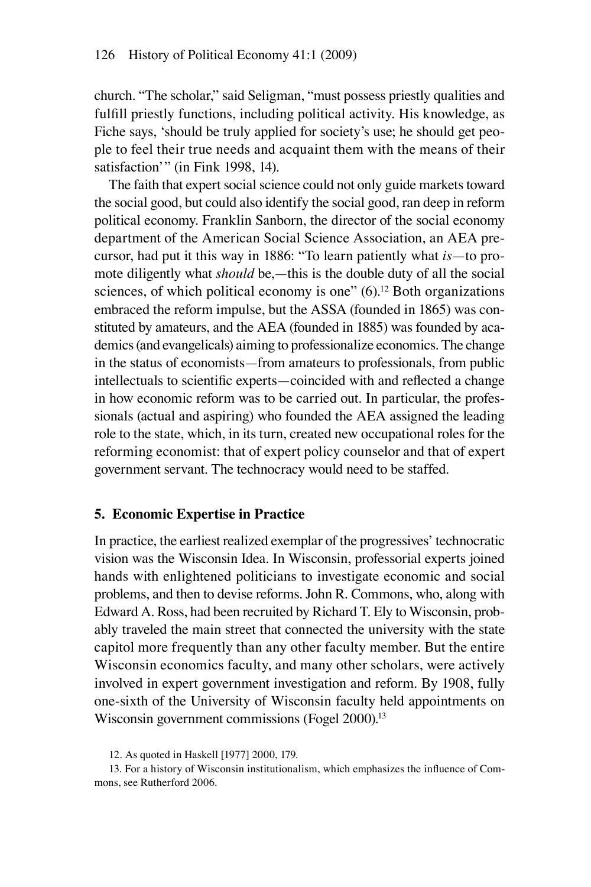church. "The scholar," said Seligman, "must possess priestly qualities and fulfill priestly functions, including political activity. His knowledge, as Fiche says, 'should be truly applied for society's use; he should get people to feel their true needs and acquaint them with the means of their satisfaction'" (in Fink 1998, 14).

The faith that expert social science could not only guide markets toward the social good, but could also identify the social good, ran deep in reform political economy. Franklin Sanborn, the director of the social economy department of the American Social Science Association, an AEA precursor, had put it this way in 1886: "To learn patiently what *is*—to promote diligently what *should* be,—this is the double duty of all the social sciences, of which political economy is one" (6).[12] Both organizations embraced the reform impulse, but the ASSA (founded in 1865) was constituted by amateurs, and the AEA (founded in 1885) was founded by academics (and evangelicals) aiming to professionalize economics. The change in the status of economists—from amateurs to professionals, from public intellectuals to scientific experts—coincided with and reflected a change in how economic reform was to be carried out. In particular, the professionals (actual and aspiring) who founded the AEA assigned the leading role to the state, which, in its turn, created new occupational roles for the reforming economist: that of expert policy counselor and that of expert government servant. The technocracy would need to be staffed.

## 5. Economic Expertise in Practice

In practice, the earliest realized exemplar of the progressives' technocratic vision was the Wisconsin Idea. In Wisconsin, professorial experts joined hands with enlightened politicians to investigate economic and social problems, and then to devise reforms. John R. Commons, who, along with Edward A. Ross, had been recruited by Richard T. Ely to Wisconsin, probably traveled the main street that connected the university with the state capitol more frequently than any other faculty member. But the entire Wisconsin economics faculty, and many other scholars, were actively involved in expert government investigation and reform. By 1908, fully one-sixth of the University of Wisconsin faculty held appointments on Wisconsin government commissions (Fogel 2000).[13]

12. As quoted in Haskell [1977] 2000, 179.

13. For a history of Wisconsin institutionalism, which emphasizes the influence of Commons, see Rutherford 2006.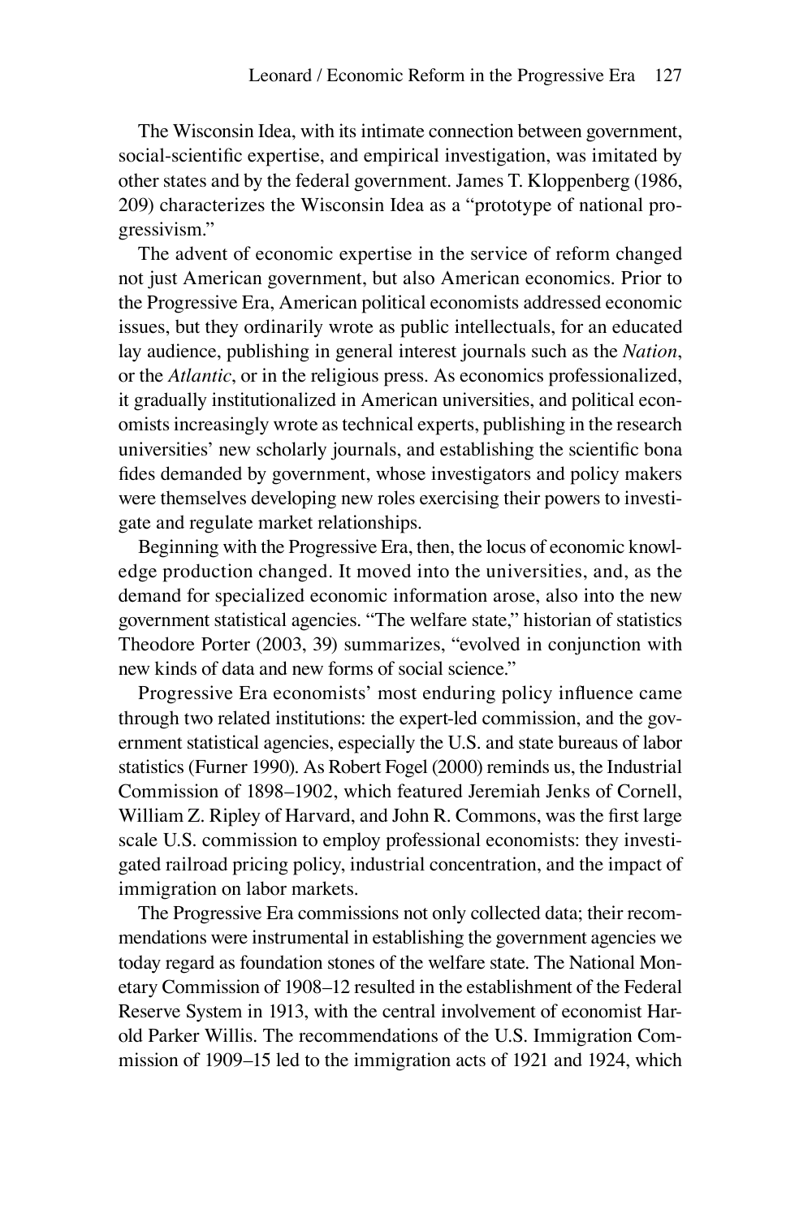The Wisconsin Idea, with its intimate connection between government, social-scientific expertise, and empirical investigation, was imitated by other states and by the federal government. James T. Kloppenberg (1986, 209) characterizes the Wisconsin Idea as a "prototype of national progressivism."

The advent of economic expertise in the service of reform changed not just American government, but also American economics. Prior to the Progressive Era, American political economists addressed economic issues, but they ordinarily wrote as public intellectuals, for an educated lay audience, publishing in general interest journals such as the *Nation*, or the *Atlantic*, or in the religious press. As economics professionalized, it gradually institutionalized in American universities, and political economists increasingly wrote as technical experts, publishing in the research universities' new scholarly journals, and establishing the scientific bona fides demanded by government, whose investigators and policy makers were themselves developing new roles exercising their powers to investigate and regulate market relationships.

Beginning with the Progressive Era, then, the locus of economic knowledge production changed. It moved into the universities, and, as the demand for specialized economic information arose, also into the new government statistical agencies. "The welfare state," historian of statistics Theodore Porter (2003, 39) summarizes, "evolved in conjunction with new kinds of data and new forms of social science."

Progressive Era economists' most enduring policy influence came through two related institutions: the expert-led commission, and the government statistical agencies, especially the U.S. and state bureaus of labor statistics (Furner 1990). As Robert Fogel (2000) reminds us, the Industrial Commission of 1898–1902, which featured Jeremiah Jenks of Cornell, William Z. Ripley of Harvard, and John R. Commons, was the first large scale U.S. commission to employ professional economists: they investigated railroad pricing policy, industrial concentration, and the impact of immigration on labor markets.

The Progressive Era commissions not only collected data; their recommendations were instrumental in establishing the government agencies we today regard as foundation stones of the welfare state. The National Monetary Commission of 1908–12 resulted in the establishment of the Federal Reserve System in 1913, with the central involvement of economist Harold Parker Willis. The recommendations of the U.S. Immigration Commission of 1909–15 led to the immigration acts of 1921 and 1924, which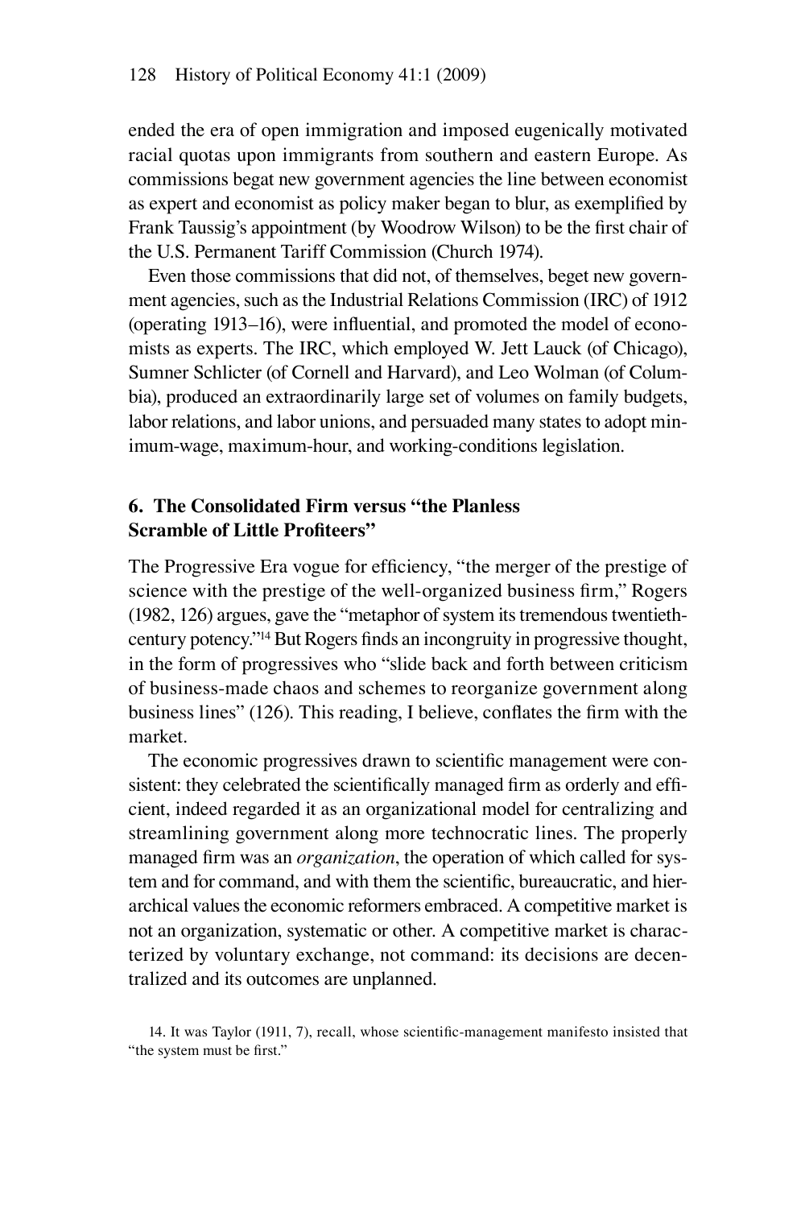ended the era of open immigration and imposed eugenically motivated racial quotas upon immigrants from southern and eastern Europe. As commissions begat new government agencies the line between economist as expert and economist as policy maker began to blur, as exemplified by Frank Taussig's appointment (by Woodrow Wilson) to be the first chair of the U.S. Permanent Tariff Commission (Church 1974).

Even those commissions that did not, of themselves, beget new government agencies, such as the Industrial Relations Commission (IRC) of 1912 (operating 1913–16), were influential, and promoted the model of economists as experts. The IRC, which employed W. Jett Lauck (of Chicago), Sumner Schlicter (of Cornell and Harvard), and Leo Wolman (of Columbia), produced an extraordinarily large set of volumes on family budgets, labor relations, and labor unions, and persuaded many states to adopt minimum-wage, maximum-hour, and working-conditions legislation.

## 6. The Consolidated Firm versus "the Planless Scramble of Little Profiteers"

The Progressive Era vogue for efficiency, "the merger of the prestige of science with the prestige of the well-organized business firm," Rogers (1982, 126) argues, gave the "metaphor of system its tremendous twentieth-century potency."[14] But Rogers finds an incongruity in progressive thought, in the form of progressives who "slide back and forth between criticism of business-made chaos and schemes to reorganize government along business lines" (126). This reading, I believe, conflates the firm with the market.

The economic progressives drawn to scientific management were consistent: they celebrated the scientifically managed firm as orderly and efficient, indeed regarded it as an organizational model for centralizing and streamlining government along more technocratic lines. The properly managed firm was an *organization*, the operation of which called for system and for command, and with them the scientific, bureaucratic, and hierarchical values the economic reformers embraced. A competitive market is not an organization, systematic or other. A competitive market is characterized by voluntary exchange, not command: its decisions are decentralized and its outcomes are unplanned.

14. It was Taylor (1911, 7), recall, whose scientific-management manifesto insisted that "the system must be first."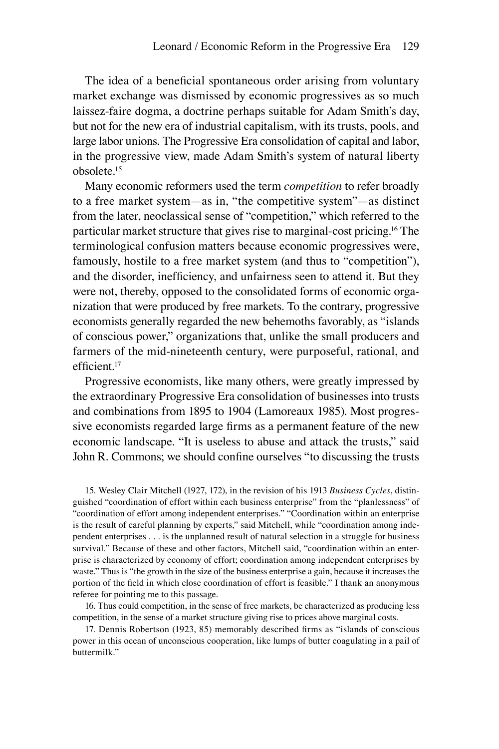The idea of a beneficial spontaneous order arising from voluntary market exchange was dismissed by economic progressives as so much laissez-faire dogma, a doctrine perhaps suitable for Adam Smith's day, but not for the new era of industrial capitalism, with its trusts, pools, and large labor unions. The Progressive Era consolidation of capital and labor, in the progressive view, made Adam Smith's system of natural liberty obsolete.[15]

Many economic reformers used the term *competition* to refer broadly to a free market system—as in, "the competitive system"—as distinct from the later, neoclassical sense of "competition," which referred to the particular market structure that gives rise to marginal-cost pricing.[16] The terminological confusion matters because economic progressives were, famously, hostile to a free market system (and thus to "competition"), and the disorder, inefficiency, and unfairness seen to attend it. But they were not, thereby, opposed to the consolidated forms of economic organization that were produced by free markets. To the contrary, progressive economists generally regarded the new behemoths favorably, as "islands of conscious power," organizations that, unlike the small producers and farmers of the mid-nineteenth century, were purposeful, rational, and efficient.[17]

Progressive economists, like many others, were greatly impressed by the extraordinary Progressive Era consolidation of businesses into trusts and combinations from 1895 to 1904 (Lamoreaux 1985). Most progressive economists regarded large firms as a permanent feature of the new economic landscape. "It is useless to abuse and attack the trusts," said John R. Commons; we should confine ourselves "to discussing the trusts

15. Wesley Clair Mitchell (1927, 172), in the revision of his 1913 *Business Cycles*, distinguished "coordination of effort within each business enterprise" from the "planlessness" of "coordination of effort among independent enterprises." "Coordination within an enterprise is the result of careful planning by experts," said Mitchell, while "coordination among independent enterprises . . . is the unplanned result of natural selection in a struggle for business survival." Because of these and other factors, Mitchell said, "coordination within an enterprise is characterized by economy of effort; coordination among independent enterprises by waste." Thus is "the growth in the size of the business enterprise a gain, because it increases the portion of the field in which close coordination of effort is feasible." I thank an anonymous referee for pointing me to this passage.

16. Thus could competition, in the sense of free markets, be characterized as producing less competition, in the sense of a market structure giving rise to prices above marginal costs.

17. Dennis Robertson (1923, 85) memorably described firms as "islands of conscious power in this ocean of unconscious cooperation, like lumps of butter coagulating in a pail of buttermilk."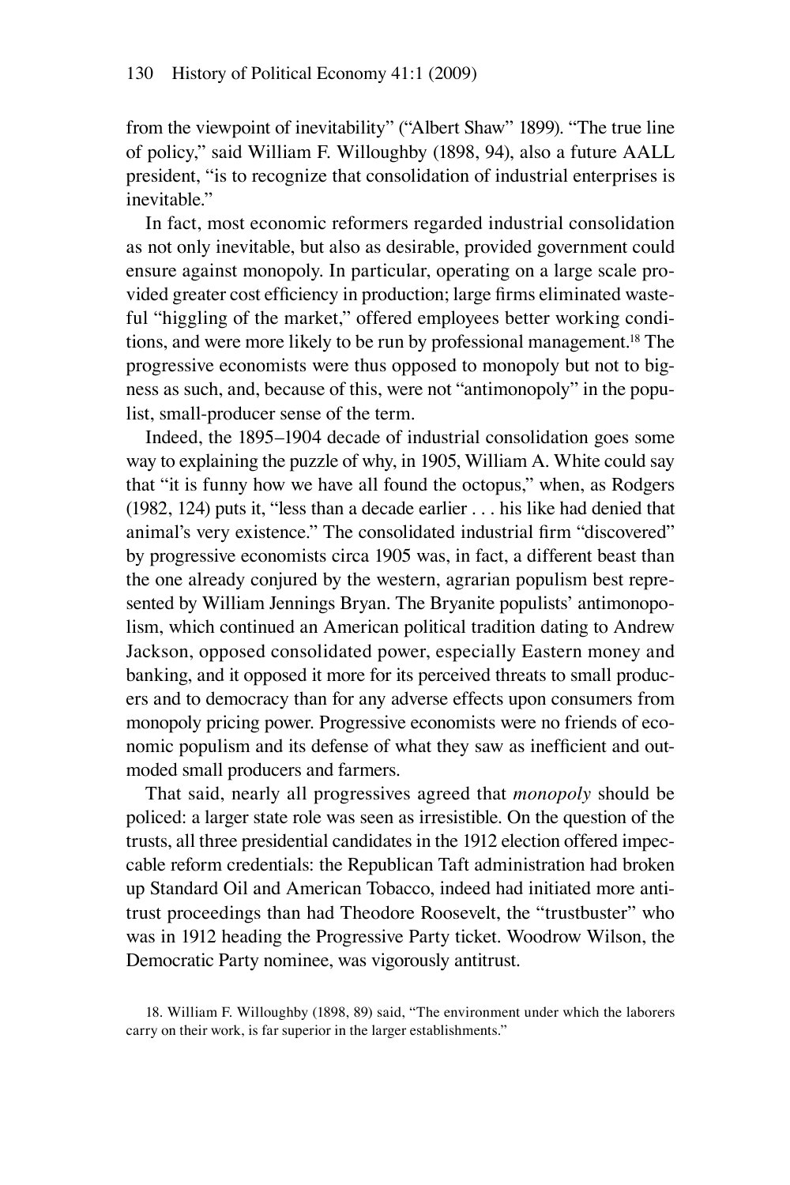from the viewpoint of inevitability" ("Albert Shaw" 1899). "The true line of policy," said William F. Willoughby (1898, 94), also a future AALL president, "is to recognize that consolidation of industrial enterprises is inevitable."

In fact, most economic reformers regarded industrial consolidation as not only inevitable, but also as desirable, provided government could ensure against monopoly. In particular, operating on a large scale provided greater cost efficiency in production; large firms eliminated wasteful "higgling of the market," offered employees better working conditions, and were more likely to be run by professional management.[18] The progressive economists were thus opposed to monopoly but not to bigness as such, and, because of this, were not "antimonopoly" in the populist, small-producer sense of the term.

Indeed, the 1895–1904 decade of industrial consolidation goes some way to explaining the puzzle of why, in 1905, William A. White could say that "it is funny how we have all found the octopus," when, as Rodgers (1982, 124) puts it, "less than a decade earlier . . . his like had denied that animal's very existence." The consolidated industrial firm "discovered" by progressive economists circa 1905 was, in fact, a different beast than the one already conjured by the western, agrarian populism best represented by William Jennings Bryan. The Bryanite populists' antimonopolism, which continued an American political tradition dating to Andrew Jackson, opposed consolidated power, especially Eastern money and banking, and it opposed it more for its perceived threats to small producers and to democracy than for any adverse effects upon consumers from monopoly pricing power. Progressive economists were no friends of economic populism and its defense of what they saw as inefficient and outmoded small producers and farmers.

That said, nearly all progressives agreed that *monopoly* should be policed: a larger state role was seen as irresistible. On the question of the trusts, all three presidential candidates in the 1912 election offered impeccable reform credentials: the Republican Taft administration had broken up Standard Oil and American Tobacco, indeed had initiated more antitrust proceedings than had Theodore Roosevelt, the "trustbuster" who was in 1912 heading the Progressive Party ticket. Woodrow Wilson, the Democratic Party nominee, was vigorously antitrust.

18. William F. Willoughby (1898, 89) said, "The environment under which the laborers carry on their work, is far superior in the larger establishments."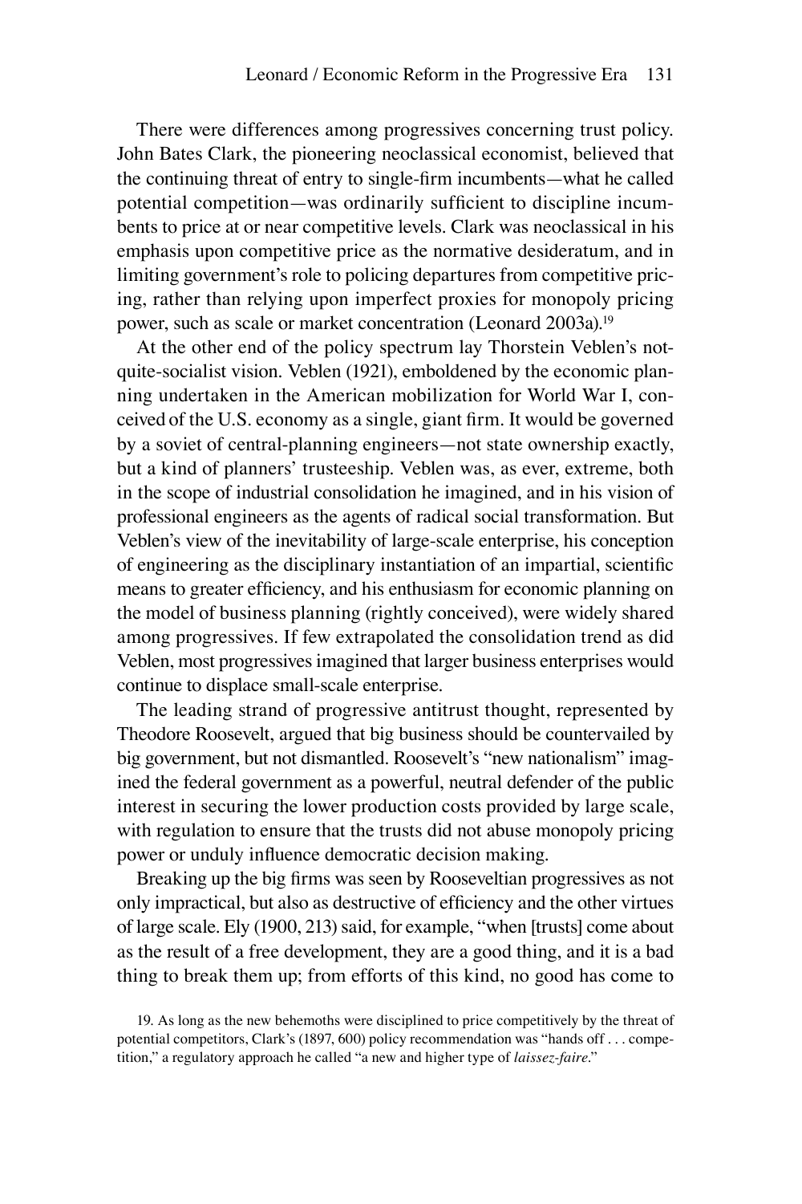There were differences among progressives concerning trust policy. John Bates Clark, the pioneering neoclassical economist, believed that the continuing threat of entry to single-firm incumbents—what he called potential competition—was ordinarily sufficient to discipline incumbents to price at or near competitive levels. Clark was neoclassical in his emphasis upon competitive price as the normative desideratum, and in limiting government's role to policing departures from competitive pricing, rather than relying upon imperfect proxies for monopoly pricing power, such as scale or market concentration (Leonard 2003a).[19]

At the other end of the policy spectrum lay Thorstein Veblen's not-quite-socialist vision. Veblen (1921), emboldened by the economic planning undertaken in the American mobilization for World War I, conceived of the U.S. economy as a single, giant firm. It would be governed by a soviet of central-planning engineers—not state ownership exactly, but a kind of planners' trusteeship. Veblen was, as ever, extreme, both in the scope of industrial consolidation he imagined, and in his vision of professional engineers as the agents of radical social transformation. But Veblen's view of the inevitability of large-scale enterprise, his conception of engineering as the disciplinary instantiation of an impartial, scientific means to greater efficiency, and his enthusiasm for economic planning on the model of business planning (rightly conceived), were widely shared among progressives. If few extrapolated the consolidation trend as did Veblen, most progressives imagined that larger business enterprises would continue to displace small-scale enterprise.

The leading strand of progressive antitrust thought, represented by Theodore Roosevelt, argued that big business should be countervailed by big government, but not dismantled. Roosevelt's "new nationalism" imagined the federal government as a powerful, neutral defender of the public interest in securing the lower production costs provided by large scale, with regulation to ensure that the trusts did not abuse monopoly pricing power or unduly influence democratic decision making.

Breaking up the big firms was seen by Rooseveltian progressives as not only impractical, but also as destructive of efficiency and the other virtues of large scale. Ely (1900, 213) said, for example, "when [trusts] come about as the result of a free development, they are a good thing, and it is a bad thing to break them up; from efforts of this kind, no good has come to

19. As long as the new behemoths were disciplined to price competitively by the threat of potential competitors, Clark's (1897, 600) policy recommendation was "hands off . . . competition," a regulatory approach he called "a new and higher type of *laissez-faire*."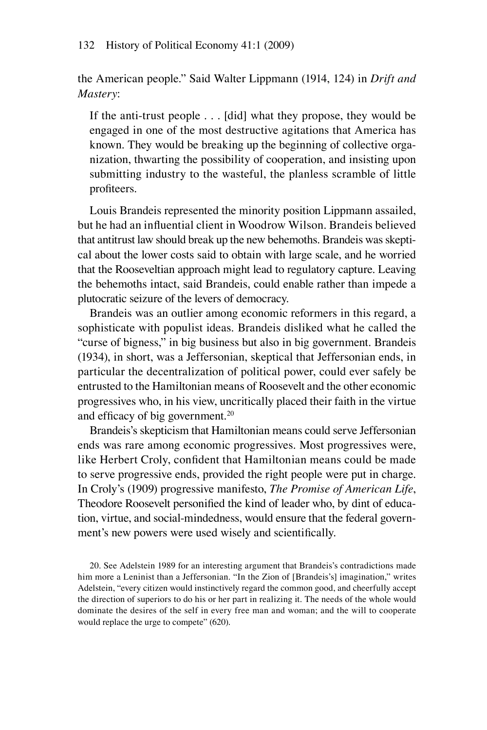the American people." Said Walter Lippmann (1914, 124) in *Drift and Mastery*:

> If the anti-trust people . . . [did] what they propose, they would be engaged in one of the most destructive agitations that America has known. They would be breaking up the beginning of collective organization, thwarting the possibility of cooperation, and insisting upon submitting industry to the wasteful, the planless scramble of little profiteers.

Louis Brandeis represented the minority position Lippmann assailed, but he had an influential client in Woodrow Wilson. Brandeis believed that antitrust law should break up the new behemoths. Brandeis was skeptical about the lower costs said to obtain with large scale, and he worried that the Rooseveltian approach might lead to regulatory capture. Leaving the behemoths intact, said Brandeis, could enable rather than impede a plutocratic seizure of the levers of democracy.

Brandeis was an outlier among economic reformers in this regard, a sophisticate with populist ideas. Brandeis disliked what he called the "curse of bigness," in big business but also in big government. Brandeis (1934), in short, was a Jeffersonian, skeptical that Jeffersonian ends, in particular the decentralization of political power, could ever safely be entrusted to the Hamiltonian means of Roosevelt and the other economic progressives who, in his view, uncritically placed their faith in the virtue and efficacy of big government.[20]

Brandeis's skepticism that Hamiltonian means could serve Jeffersonian ends was rare among economic progressives. Most progressives were, like Herbert Croly, confident that Hamiltonian means could be made to serve progressive ends, provided the right people were put in charge. In Croly's (1909) progressive manifesto, *The Promise of American Life*, Theodore Roosevelt personified the kind of leader who, by dint of education, virtue, and social-mindedness, would ensure that the federal government's new powers were used wisely and scientifically.

20. See Adelstein 1989 for an interesting argument that Brandeis's contradictions made him more a Leninist than a Jeffersonian. "In the Zion of [Brandeis's] imagination," writes Adelstein, "every citizen would instinctively regard the common good, and cheerfully accept the direction of superiors to do his or her part in realizing it. The needs of the whole would dominate the desires of the self in every free man and woman; and the will to cooperate would replace the urge to compete" (620).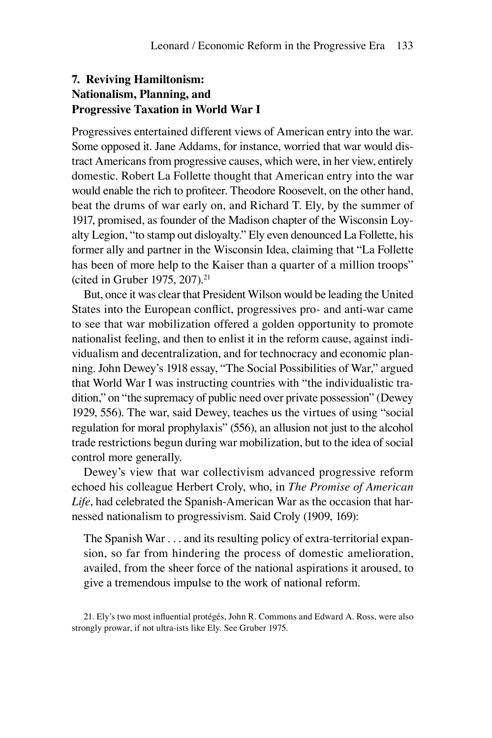## 7. Reviving Hamiltonism: Nationalism, Planning, and Progressive Taxation in World War I

Progressives entertained different views of American entry into the war. Some opposed it. Jane Addams, for instance, worried that war would distract Americans from progressive causes, which were, in her view, entirely domestic. Robert La Follette thought that American entry into the war would enable the rich to profiteer. Theodore Roosevelt, on the other hand, beat the drums of war early on, and Richard T. Ely, by the summer of 1917, promised, as founder of the Madison chapter of the Wisconsin Loyalty Legion, "to stamp out disloyalty." Ely even denounced La Follette, his former ally and partner in the Wisconsin Idea, claiming that "La Follette has been of more help to the Kaiser than a quarter of a million troops" (cited in Gruber 1975, 207).[21]

But, once it was clear that President Wilson would be leading the United States into the European conflict, progressives pro- and anti-war came to see that war mobilization offered a golden opportunity to promote nationalist feeling, and then to enlist it in the reform cause, against individualism and decentralization, and for technocracy and economic planning. John Dewey's 1918 essay, "The Social Possibilities of War," argued that World War I was instructing countries with "the individualistic tradition," on "the supremacy of public need over private possession" (Dewey 1929, 556). The war, said Dewey, teaches us the virtues of using "social regulation for moral prophylaxis" (556), an allusion not just to the alcohol trade restrictions begun during war mobilization, but to the idea of social control more generally.

Dewey's view that war collectivism advanced progressive reform echoed his colleague Herbert Croly, who, in *The Promise of American Life*, had celebrated the Spanish-American War as the occasion that harnessed nationalism to progressivism. Said Croly (1909, 169):

> The Spanish War . . . and its resulting policy of extra-territorial expansion, so far from hindering the process of domestic amelioration, availed, from the sheer force of the national aspirations it aroused, to give a tremendous impulse to the work of national reform.

21. Ely's two most influential protégés, John R. Commons and Edward A. Ross, were also strongly prowar, if not ultra-ists like Ely. See Gruber 1975.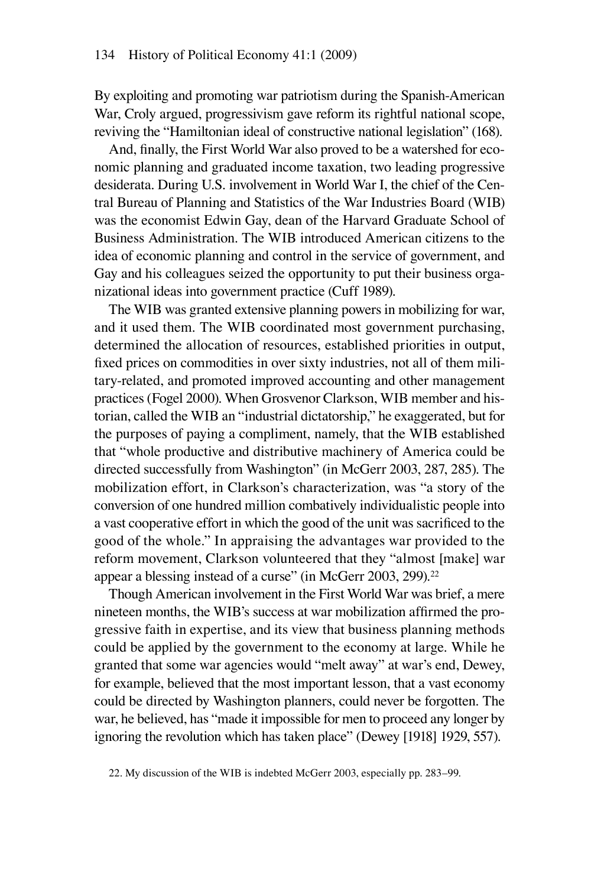By exploiting and promoting war patriotism during the Spanish-American War, Croly argued, progressivism gave reform its rightful national scope, reviving the "Hamiltonian ideal of constructive national legislation" (168).

And, finally, the First World War also proved to be a watershed for economic planning and graduated income taxation, two leading progressive desiderata. During U.S. involvement in World War I, the chief of the Central Bureau of Planning and Statistics of the War Industries Board (WIB) was the economist Edwin Gay, dean of the Harvard Graduate School of Business Administration. The WIB introduced American citizens to the idea of economic planning and control in the service of government, and Gay and his colleagues seized the opportunity to put their business organizational ideas into government practice (Cuff 1989).

The WIB was granted extensive planning powers in mobilizing for war, and it used them. The WIB coordinated most government purchasing, determined the allocation of resources, established priorities in output, fixed prices on commodities in over sixty industries, not all of them military-related, and promoted improved accounting and other management practices (Fogel 2000). When Grosvenor Clarkson, WIB member and historian, called the WIB an "industrial dictatorship," he exaggerated, but for the purposes of paying a compliment, namely, that the WIB established that "whole productive and distributive machinery of America could be directed successfully from Washington" (in McGerr 2003, 287, 285). The mobilization effort, in Clarkson's characterization, was "a story of the conversion of one hundred million combatively individualistic people into a vast cooperative effort in which the good of the unit was sacrificed to the good of the whole." In appraising the advantages war provided to the reform movement, Clarkson volunteered that they "almost [make] war appear a blessing instead of a curse" (in McGerr 2003, 299).[22]

Though American involvement in the First World War was brief, a mere nineteen months, the WIB's success at war mobilization affirmed the progressive faith in expertise, and its view that business planning methods could be applied by the government to the economy at large. While he granted that some war agencies would "melt away" at war's end, Dewey, for example, believed that the most important lesson, that a vast economy could be directed by Washington planners, could never be forgotten. The war, he believed, has "made it impossible for men to proceed any longer by ignoring the revolution which has taken place" (Dewey [1918] 1929, 557).

22. My discussion of the WIB is indebted McGerr 2003, especially pp. 283–99.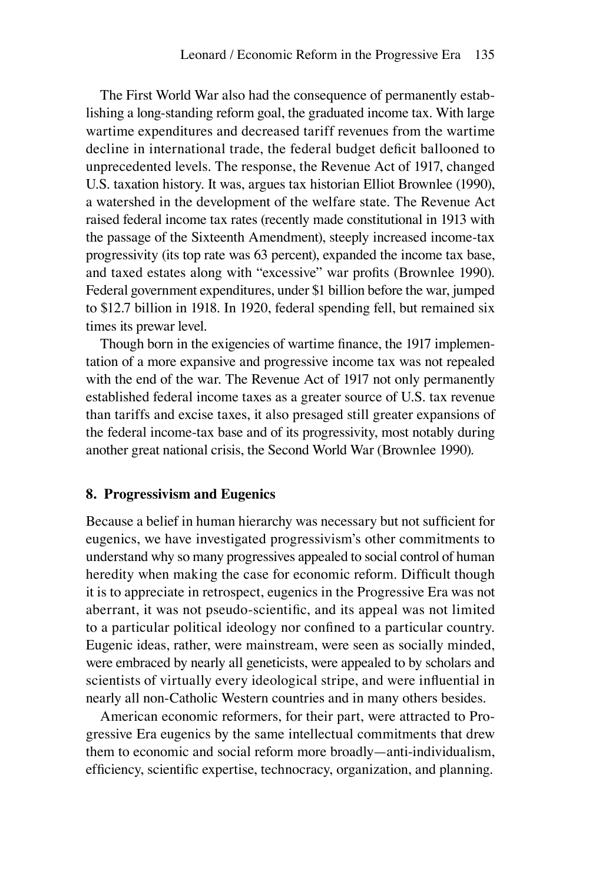The First World War also had the consequence of permanently establishing a long-standing reform goal, the graduated income tax. With large wartime expenditures and decreased tariff revenues from the wartime decline in international trade, the federal budget deficit ballooned to unprecedented levels. The response, the Revenue Act of 1917, changed U.S. taxation history. It was, argues tax historian Elliot Brownlee (1990), a watershed in the development of the welfare state. The Revenue Act raised federal income tax rates (recently made constitutional in 1913 with the passage of the Sixteenth Amendment), steeply increased income-tax progressivity (its top rate was 63 percent), expanded the income tax base, and taxed estates along with "excessive" war profits (Brownlee 1990). Federal government expenditures, under $1 billion before the war, jumped to $12.7 billion in 1918. In 1920, federal spending fell, but remained six times its prewar level.

Though born in the exigencies of wartime finance, the 1917 implementation of a more expansive and progressive income tax was not repealed with the end of the war. The Revenue Act of 1917 not only permanently established federal income taxes as a greater source of U.S. tax revenue than tariffs and excise taxes, it also presaged still greater expansions of the federal income-tax base and of its progressivity, most notably during another great national crisis, the Second World War (Brownlee 1990).

## 8. Progressivism and Eugenics

Because a belief in human hierarchy was necessary but not sufficient for eugenics, we have investigated progressivism's other commitments to understand why so many progressives appealed to social control of human heredity when making the case for economic reform. Difficult though it is to appreciate in retrospect, eugenics in the Progressive Era was not aberrant, it was not pseudo-scientific, and its appeal was not limited to a particular political ideology nor confined to a particular country. Eugenic ideas, rather, were mainstream, were seen as socially minded, were embraced by nearly all geneticists, were appealed to by scholars and scientists of virtually every ideological stripe, and were influential in nearly all non-Catholic Western countries and in many others besides.

American economic reformers, for their part, were attracted to Progressive Era eugenics by the same intellectual commitments that drew them to economic and social reform more broadly—anti-individualism, efficiency, scientific expertise, technocracy, organization, and planning.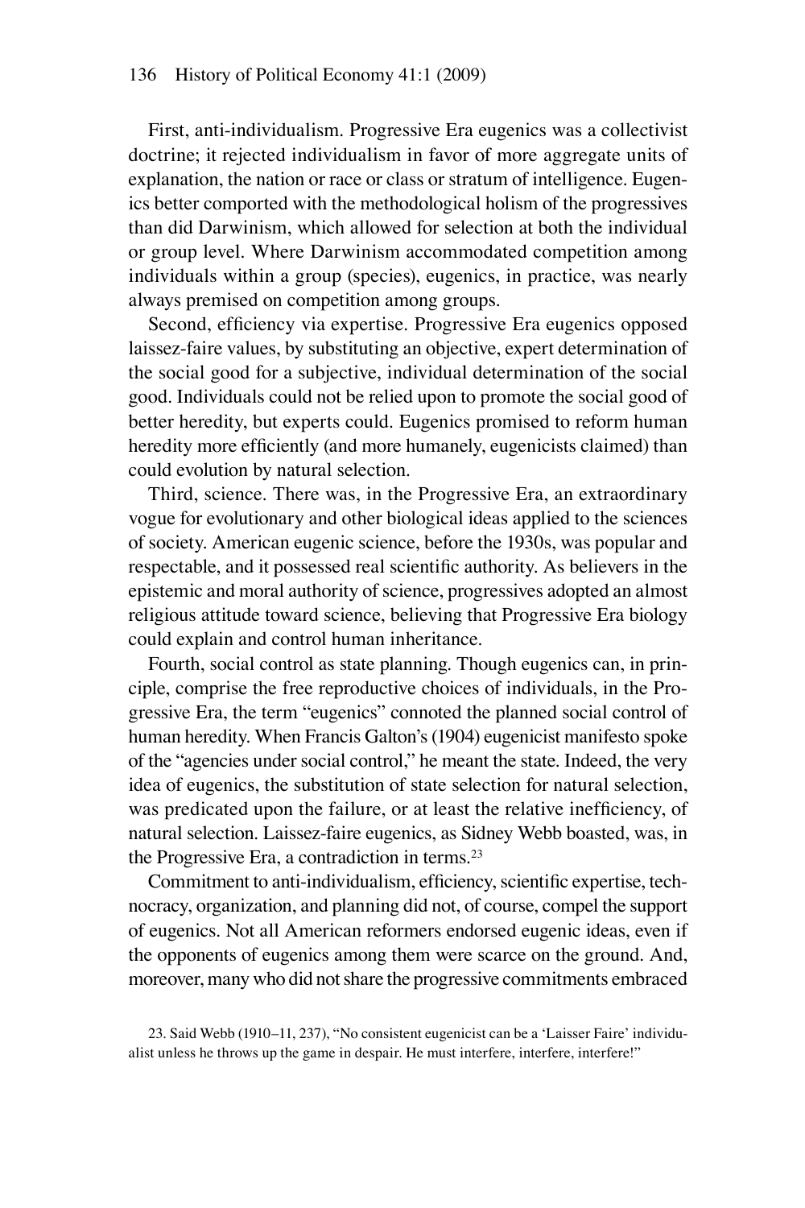First, anti-individualism. Progressive Era eugenics was a collectivist doctrine; it rejected individualism in favor of more aggregate units of explanation, the nation or race or class or stratum of intelligence. Eugenics better comported with the methodological holism of the progressives than did Darwinism, which allowed for selection at both the individual or group level. Where Darwinism accommodated competition among individuals within a group (species), eugenics, in practice, was nearly always premised on competition among groups.

Second, efficiency via expertise. Progressive Era eugenics opposed laissez-faire values, by substituting an objective, expert determination of the social good for a subjective, individual determination of the social good. Individuals could not be relied upon to promote the social good of better heredity, but experts could. Eugenics promised to reform human heredity more efficiently (and more humanely, eugenicists claimed) than could evolution by natural selection.

Third, science. There was, in the Progressive Era, an extraordinary vogue for evolutionary and other biological ideas applied to the sciences of society. American eugenic science, before the 1930s, was popular and respectable, and it possessed real scientific authority. As believers in the epistemic and moral authority of science, progressives adopted an almost religious attitude toward science, believing that Progressive Era biology could explain and control human inheritance.

Fourth, social control as state planning. Though eugenics can, in principle, comprise the free reproductive choices of individuals, in the Progressive Era, the term "eugenics" connoted the planned social control of human heredity. When Francis Galton's (1904) eugenicist manifesto spoke of the "agencies under social control," he meant the state. Indeed, the very idea of eugenics, the substitution of state selection for natural selection, was predicated upon the failure, or at least the relative inefficiency, of natural selection. Laissez-faire eugenics, as Sidney Webb boasted, was, in the Progressive Era, a contradiction in terms.[23]

Commitment to anti-individualism, efficiency, scientific expertise, technocracy, organization, and planning did not, of course, compel the support of eugenics. Not all American reformers endorsed eugenic ideas, even if the opponents of eugenics among them were scarce on the ground. And, moreover, many who did not share the progressive commitments embraced

23. Said Webb (1910–11, 237), "No consistent eugenicist can be a 'Laisser Faire' individualist unless he throws up the game in despair. He must interfere, interfere, interfere!"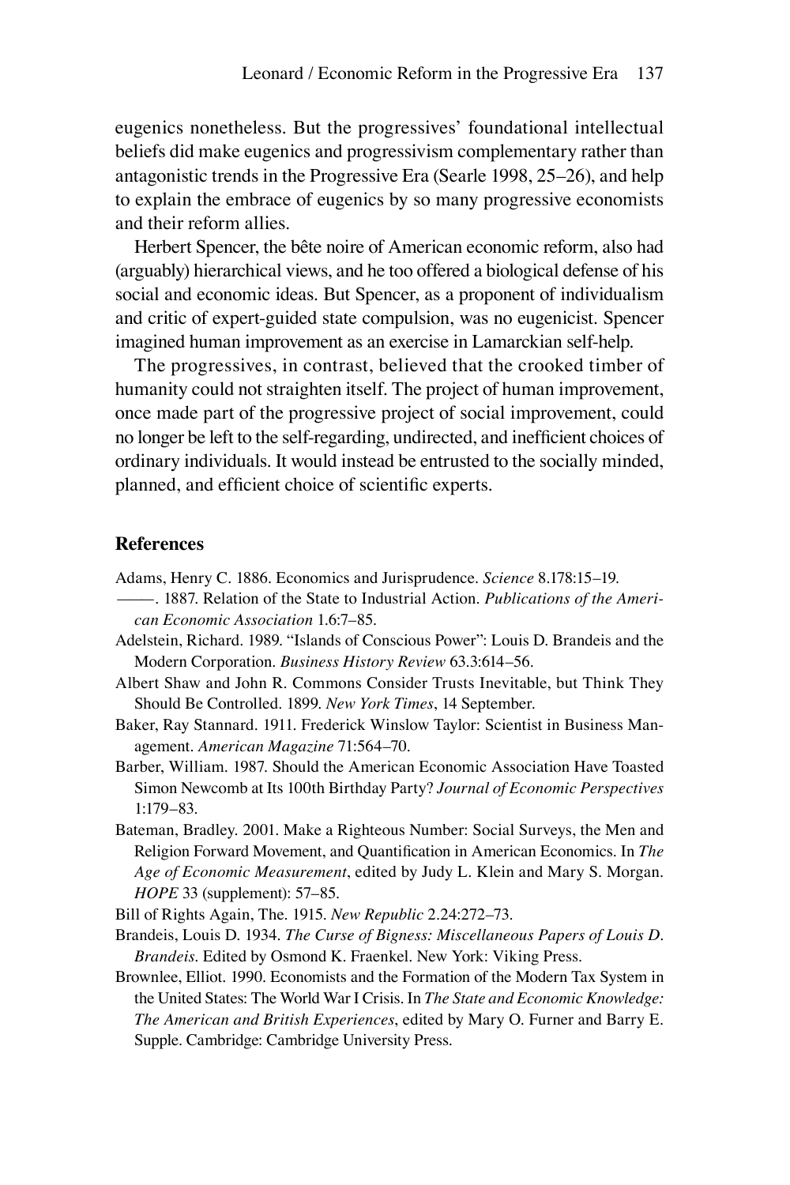eugenics nonetheless. But the progressives' foundational intellectual beliefs did make eugenics and progressivism complementary rather than antagonistic trends in the Progressive Era (Searle 1998, 25–26), and help to explain the embrace of eugenics by so many progressive economists and their reform allies.

Herbert Spencer, the bête noire of American economic reform, also had (arguably) hierarchical views, and he too offered a biological defense of his social and economic ideas. But Spencer, as a proponent of individualism and critic of expert-guided state compulsion, was no eugenicist. Spencer imagined human improvement as an exercise in Lamarckian self-help.

The progressives, in contrast, believed that the crooked timber of humanity could not straighten itself. The project of human improvement, once made part of the progressive project of social improvement, could no longer be left to the self-regarding, undirected, and inefficient choices of ordinary individuals. It would instead be entrusted to the socially minded, planned, and efficient choice of scientific experts.

## References

Adams, Henry C. 1886. Economics and Jurisprudence. *Science* 8.178:15–19.

———. 1887. Relation of the State to Industrial Action. *Publications of the American Economic Association* 1.6:7–85.

Adelstein, Richard. 1989. "Islands of Conscious Power": Louis D. Brandeis and the Modern Corporation. *Business History Review* 63.3:614–56.

Albert Shaw and John R. Commons Consider Trusts Inevitable, but Think They Should Be Controlled. 1899. *New York Times*, 14 September.

Baker, Ray Stannard. 1911. Frederick Winslow Taylor: Scientist in Business Management. *American Magazine* 71:564–70.

Barber, William. 1987. Should the American Economic Association Have Toasted Simon Newcomb at Its 100th Birthday Party? *Journal of Economic Perspectives* 1:179–83.

Bateman, Bradley. 2001. Make a Righteous Number: Social Surveys, the Men and Religion Forward Movement, and Quantification in American Economics. In *The Age of Economic Measurement*, edited by Judy L. Klein and Mary S. Morgan. *HOPE* 33 (supplement): 57–85.

Bill of Rights Again, The. 1915. *New Republic* 2.24:272–73.

Brandeis, Louis D. 1934. *The Curse of Bigness: Miscellaneous Papers of Louis D. Brandeis*. Edited by Osmond K. Fraenkel. New York: Viking Press.

Brownlee, Elliot. 1990. Economists and the Formation of the Modern Tax System in the United States: The World War I Crisis. In *The State and Economic Knowledge: The American and British Experiences*, edited by Mary O. Furner and Barry E. Supple. Cambridge: Cambridge University Press.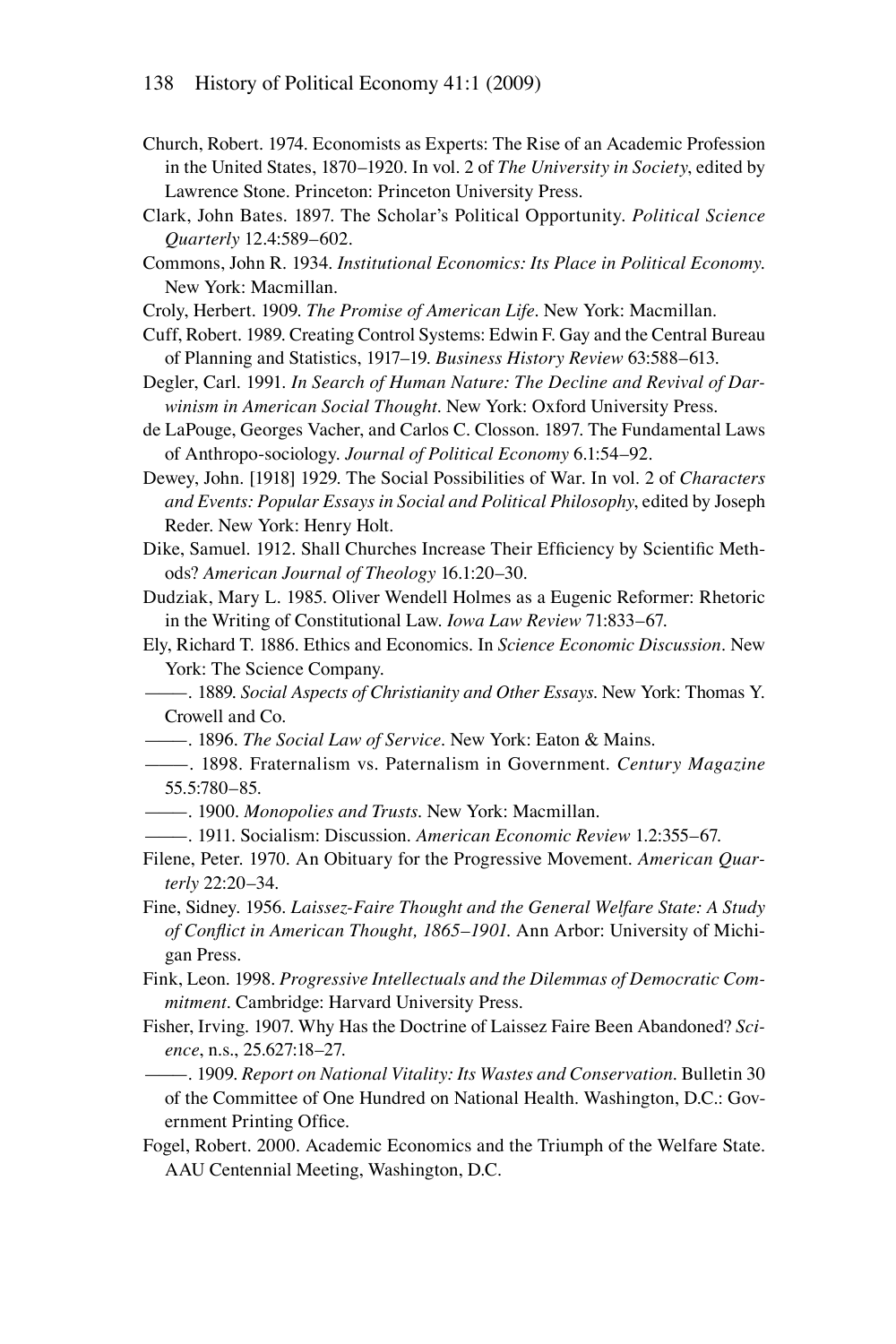Church, Robert. 1974. Economists as Experts: The Rise of an Academic Profession in the United States, 1870–1920. In vol. 2 of *The University in Society*, edited by Lawrence Stone. Princeton: Princeton University Press.

Clark, John Bates. 1897. The Scholar's Political Opportunity. *Political Science Quarterly* 12.4:589–602.

Commons, John R. 1934. *Institutional Economics: Its Place in Political Economy*. New York: Macmillan.

Croly, Herbert. 1909. *The Promise of American Life*. New York: Macmillan.

Cuff, Robert. 1989. Creating Control Systems: Edwin F. Gay and the Central Bureau of Planning and Statistics, 1917–19. *Business History Review* 63:588–613.

Degler, Carl. 1991. *In Search of Human Nature: The Decline and Revival of Darwinism in American Social Thought*. New York: Oxford University Press.

de LaPouge, Georges Vacher, and Carlos C. Closson. 1897. The Fundamental Laws of Anthropo-sociology. *Journal of Political Economy* 6.1:54–92.

Dewey, John. [1918] 1929. The Social Possibilities of War. In vol. 2 of *Characters and Events: Popular Essays in Social and Political Philosophy*, edited by Joseph Reder. New York: Henry Holt.

Dike, Samuel. 1912. Shall Churches Increase Their Efficiency by Scientific Methods? *American Journal of Theology* 16.1:20–30.

Dudziak, Mary L. 1985. Oliver Wendell Holmes as a Eugenic Reformer: Rhetoric in the Writing of Constitutional Law. *Iowa Law Review* 71:833–67.

Ely, Richard T. 1886. Ethics and Economics. In *Science Economic Discussion*. New York: The Science Company.

———. 1889. *Social Aspects of Christianity and Other Essays*. New York: Thomas Y. Crowell and Co.

———. 1896. *The Social Law of Service*. New York: Eaton & Mains.

———. 1898. Fraternalism vs. Paternalism in Government. *Century Magazine* 55.5:780–85.

———. 1900. *Monopolies and Trusts*. New York: Macmillan.

———. 1911. Socialism: Discussion. *American Economic Review* 1.2:355–67.

Filene, Peter. 1970. An Obituary for the Progressive Movement. *American Quarterly* 22:20–34.

Fine, Sidney. 1956. *Laissez-Faire Thought and the General Welfare State: A Study of Conflict in American Thought, 1865–1901*. Ann Arbor: University of Michigan Press.

Fink, Leon. 1998. *Progressive Intellectuals and the Dilemmas of Democratic Commitment*. Cambridge: Harvard University Press.

Fisher, Irving. 1907. Why Has the Doctrine of Laissez Faire Been Abandoned? *Science*, n.s., 25.627:18–27.

———. 1909. *Report on National Vitality: Its Wastes and Conservation*. Bulletin 30 of the Committee of One Hundred on National Health. Washington, D.C.: Government Printing Office.

Fogel, Robert. 2000. Academic Economics and the Triumph of the Welfare State. AAU Centennial Meeting, Washington, D.C.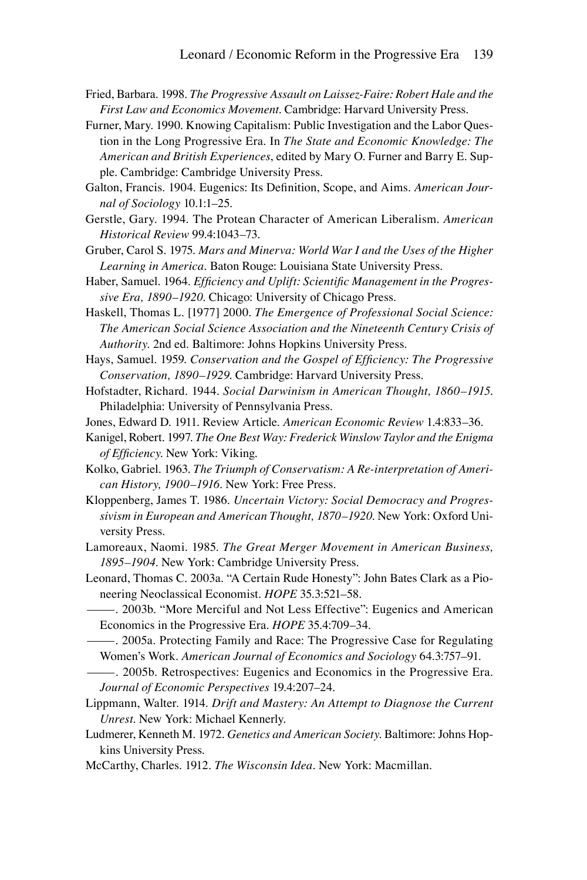Fried, Barbara. 1998. *The Progressive Assault on Laissez-Faire: Robert Hale and the First Law and Economics Movement*. Cambridge: Harvard University Press.

Furner, Mary. 1990. Knowing Capitalism: Public Investigation and the Labor Question in the Long Progressive Era. In *The State and Economic Knowledge: The American and British Experiences*, edited by Mary O. Furner and Barry E. Supple. Cambridge: Cambridge University Press.

Galton, Francis. 1904. Eugenics: Its Definition, Scope, and Aims. *American Journal of Sociology* 10.1:1–25.

Gerstle, Gary. 1994. The Protean Character of American Liberalism. *American Historical Review* 99.4:1043–73.

Gruber, Carol S. 1975. *Mars and Minerva: World War I and the Uses of the Higher Learning in America*. Baton Rouge: Louisiana State University Press.

Haber, Samuel. 1964. *Efficiency and Uplift: Scientific Management in the Progressive Era, 1890–1920*. Chicago: University of Chicago Press.

Haskell, Thomas L. [1977] 2000. *The Emergence of Professional Social Science: The American Social Science Association and the Nineteenth Century Crisis of Authority*. 2nd ed. Baltimore: Johns Hopkins University Press.

Hays, Samuel. 1959. *Conservation and the Gospel of Efficiency: The Progressive Conservation, 1890–1929*. Cambridge: Harvard University Press.

Hofstadter, Richard. 1944. *Social Darwinism in American Thought, 1860–1915*. Philadelphia: University of Pennsylvania Press.

Jones, Edward D. 1911. Review Article. *American Economic Review* 1.4:833–36.

Kanigel, Robert. 1997. *The One Best Way: Frederick Winslow Taylor and the Enigma of Efficiency*. New York: Viking.

Kolko, Gabriel. 1963. *The Triumph of Conservatism: A Re-interpretation of American History, 1900–1916*. New York: Free Press.

Kloppenberg, James T. 1986. *Uncertain Victory: Social Democracy and Progressivism in European and American Thought, 1870–1920*. New York: Oxford University Press.

Lamoreaux, Naomi. 1985. *The Great Merger Movement in American Business, 1895–1904*. New York: Cambridge University Press.

Leonard, Thomas C. 2003a. "A Certain Rude Honesty": John Bates Clark as a Pioneering Neoclassical Economist. *HOPE* 35.3:521–58.

———. 2003b. "More Merciful and Not Less Effective": Eugenics and American Economics in the Progressive Era. *HOPE* 35.4:709–34.

———. 2005a. Protecting Family and Race: The Progressive Case for Regulating Women's Work. *American Journal of Economics and Sociology* 64.3:757–91.

———. 2005b. Retrospectives: Eugenics and Economics in the Progressive Era. *Journal of Economic Perspectives* 19.4:207–24.

Lippmann, Walter. 1914. *Drift and Mastery: An Attempt to Diagnose the Current Unrest*. New York: Michael Kennerly.

Ludmerer, Kenneth M. 1972. *Genetics and American Society*. Baltimore: Johns Hopkins University Press.

McCarthy, Charles. 1912. *The Wisconsin Idea*. New York: Macmillan.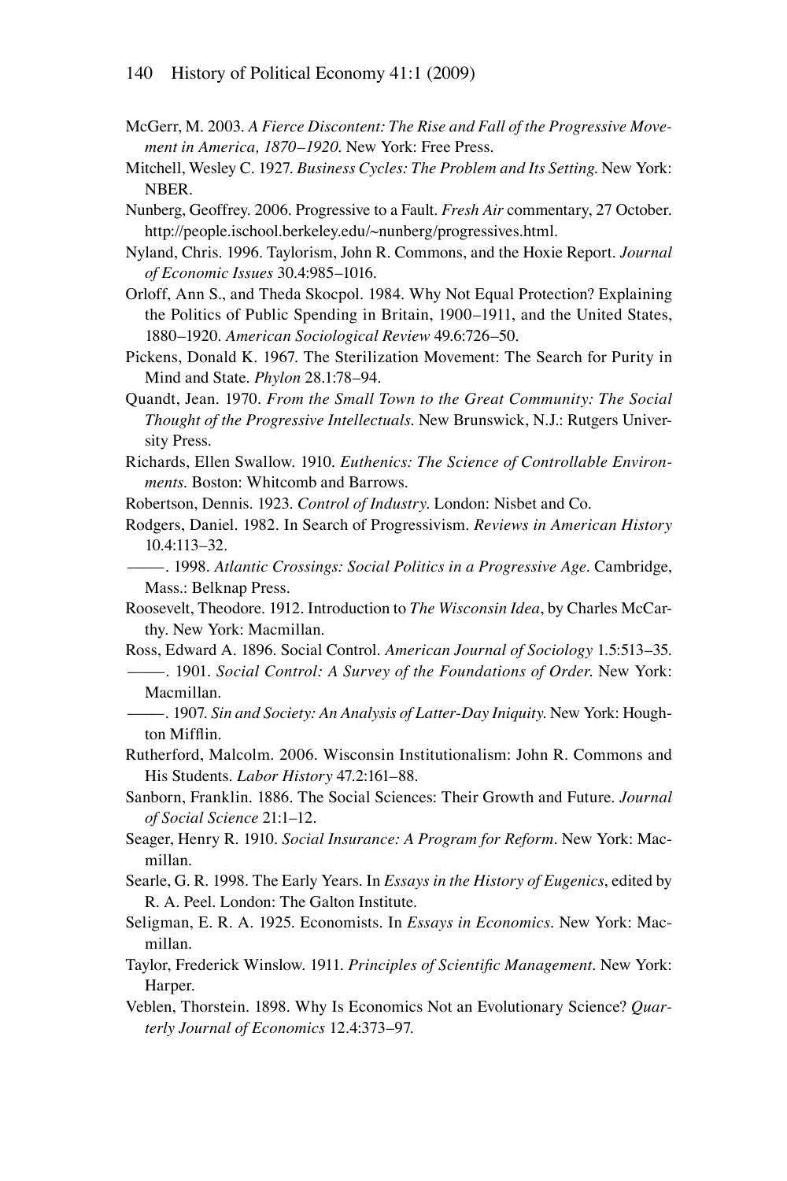McGerr, M. 2003. *A Fierce Discontent: The Rise and Fall of the Progressive Movement in America, 1870–1920*. New York: Free Press.

Mitchell, Wesley C. 1927. *Business Cycles: The Problem and Its Setting*. New York: NBER.

Nunberg, Geoffrey. 2006. Progressive to a Fault. *Fresh Air* commentary, 27 October. http://people.ischool.berkeley.edu/~nunberg/progressives.html.

Nyland, Chris. 1996. Taylorism, John R. Commons, and the Hoxie Report. *Journal of Economic Issues* 30.4:985–1016.

Orloff, Ann S., and Theda Skocpol. 1984. Why Not Equal Protection? Explaining the Politics of Public Spending in Britain, 1900–1911, and the United States, 1880–1920. *American Sociological Review* 49.6:726–50.

Pickens, Donald K. 1967. The Sterilization Movement: The Search for Purity in Mind and State. *Phylon* 28.1:78–94.

Quandt, Jean. 1970. *From the Small Town to the Great Community: The Social Thought of the Progressive Intellectuals*. New Brunswick, N.J.: Rutgers University Press.

Richards, Ellen Swallow. 1910. *Euthenics: The Science of Controllable Environments*. Boston: Whitcomb and Barrows.

Robertson, Dennis. 1923. *Control of Industry*. London: Nisbet and Co.

Rodgers, Daniel. 1982. In Search of Progressivism. *Reviews in American History* 10.4:113–32.

———. 1998. *Atlantic Crossings: Social Politics in a Progressive Age*. Cambridge, Mass.: Belknap Press.

Roosevelt, Theodore. 1912. Introduction to *The Wisconsin Idea*, by Charles McCarthy. New York: Macmillan.

Ross, Edward A. 1896. Social Control. *American Journal of Sociology* 1.5:513–35.

———. 1901. *Social Control: A Survey of the Foundations of Order*. New York: Macmillan.

———. 1907. *Sin and Society: An Analysis of Latter-Day Iniquity*. New York: Houghton Mifflin.

Rutherford, Malcolm. 2006. Wisconsin Institutionalism: John R. Commons and His Students. *Labor History* 47.2:161–88.

Sanborn, Franklin. 1886. The Social Sciences: Their Growth and Future. *Journal of Social Science* 21:1–12.

Seager, Henry R. 1910. *Social Insurance: A Program for Reform*. New York: Macmillan.

Searle, G. R. 1998. The Early Years. In *Essays in the History of Eugenics*, edited by R. A. Peel. London: The Galton Institute.

Seligman, E. R. A. 1925. Economists. In *Essays in Economics*. New York: Macmillan.

Taylor, Frederick Winslow. 1911. *Principles of Scientific Management*. New York: Harper.

Veblen, Thorstein. 1898. Why Is Economics Not an Evolutionary Science? *Quarterly Journal of Economics* 12.4:373–97.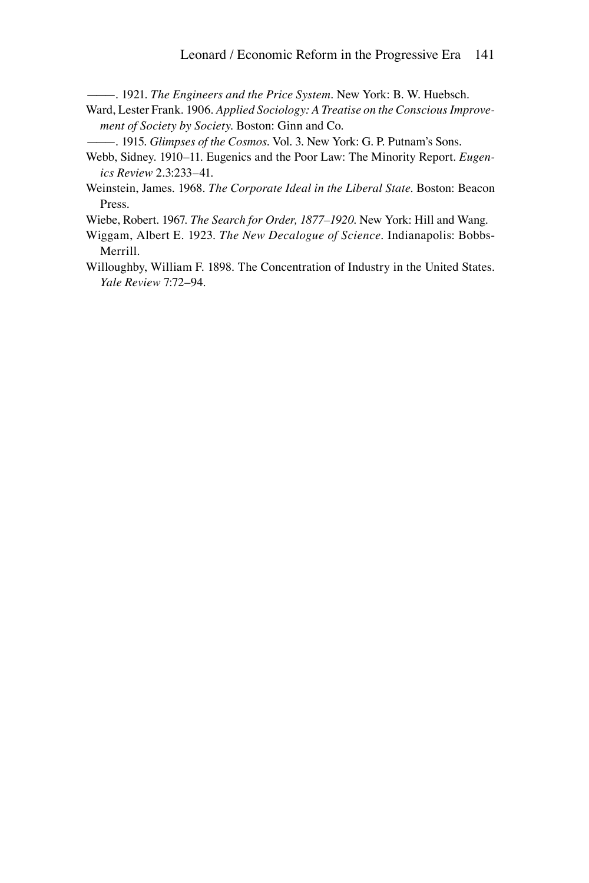——. 1921. *The Engineers and the Price System*. New York: B. W. Huebsch.

Ward, Lester Frank. 1906. *Applied Sociology: A Treatise on the Conscious Improvement of Society by Society*. Boston: Ginn and Co.

——. 1915. *Glimpses of the Cosmos*. Vol. 3. New York: G. P. Putnam's Sons.

Webb, Sidney. 1910–11. Eugenics and the Poor Law: The Minority Report. *Eugenics Review* 2.3:233–41.

Weinstein, James. 1968. *The Corporate Ideal in the Liberal State*. Boston: Beacon Press.

Wiebe, Robert. 1967. *The Search for Order, 1877–1920*. New York: Hill and Wang.

Wiggam, Albert E. 1923. *The New Decalogue of Science*. Indianapolis: Bobbs-Merrill.

Willoughby, William F. 1898. The Concentration of Industry in the United States. *Yale Review* 7:72–94.